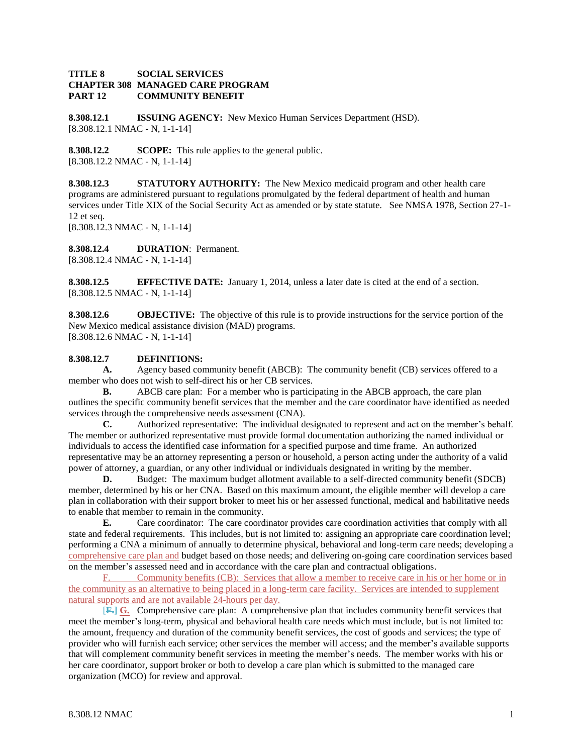**TITLE 8 SOCIAL SERVICES**
**CHAPTER 308 MANAGED CARE PROGRAM**
**PART 12 COMMUNITY BENEFIT**

**8.308.12.1 ISSUING AGENCY:** New Mexico Human Services Department (HSD).
[8.308.12.1 NMAC - N, 1-1-14]

**8.308.12.2 SCOPE:** This rule applies to the general public.
[8.308.12.2 NMAC - N, 1-1-14]

**8.308.12.3 STATUTORY AUTHORITY:** The New Mexico medicaid program and other health care programs are administered pursuant to regulations promulgated by the federal department of health and human services under Title XIX of the Social Security Act as amended or by state statute. See NMSA 1978, Section 27-1-12 et seq.
[8.308.12.3 NMAC - N, 1-1-14]

**8.308.12.4 DURATION**: Permanent.
[8.308.12.4 NMAC - N, 1-1-14]

**8.308.12.5 EFFECTIVE DATE:** January 1, 2014, unless a later date is cited at the end of a section.
[8.308.12.5 NMAC - N, 1-1-14]

**8.308.12.6 OBJECTIVE:** The objective of this rule is to provide instructions for the service portion of the New Mexico medical assistance division (MAD) programs.
[8.308.12.6 NMAC - N, 1-1-14]

**8.308.12.7 DEFINITIONS:**

**A.** Agency based community benefit (ABCB): The community benefit (CB) services offered to a member who does not wish to self-direct his or her CB services.

**B.** ABCB care plan: For a member who is participating in the ABCB approach, the care plan outlines the specific community benefit services that the member and the care coordinator have identified as needed services through the comprehensive needs assessment (CNA).

**C.** Authorized representative: The individual designated to represent and act on the member's behalf. The member or authorized representative must provide formal documentation authorizing the named individual or individuals to access the identified case information for a specified purpose and time frame. An authorized representative may be an attorney representing a person or household, a person acting under the authority of a valid power of attorney, a guardian, or any other individual or individuals designated in writing by the member.

**D.** Budget: The maximum budget allotment available to a self-directed community benefit (SDCB) member, determined by his or her CNA. Based on this maximum amount, the eligible member will develop a care plan in collaboration with their support broker to meet his or her assessed functional, medical and habilitative needs to enable that member to remain in the community.

**E.** Care coordinator: The care coordinator provides care coordination activities that comply with all state and federal requirements. This includes, but is not limited to: assigning an appropriate care coordination level; performing a CNA a minimum of annually to determine physical, behavioral and long-term care needs; developing a comprehensive care plan and budget based on those needs; and delivering on-going care coordination services based on the member's assessed need and in accordance with the care plan and contractual obligations.

F. Community benefits (CB): Services that allow a member to receive care in his or her home or in the community as an alternative to being placed in a long-term care facility. Services are intended to supplement natural supports and are not available 24-hours per day.

[~~F.~~] **G.** Comprehensive care plan: A comprehensive plan that includes community benefit services that meet the member's long-term, physical and behavioral health care needs which must include, but is not limited to: the amount, frequency and duration of the community benefit services, the cost of goods and services; the type of provider who will furnish each service; other services the member will access; and the member's available supports that will complement community benefit services in meeting the member's needs. The member works with his or her care coordinator, support broker or both to develop a care plan which is submitted to the managed care organization (MCO) for review and approval.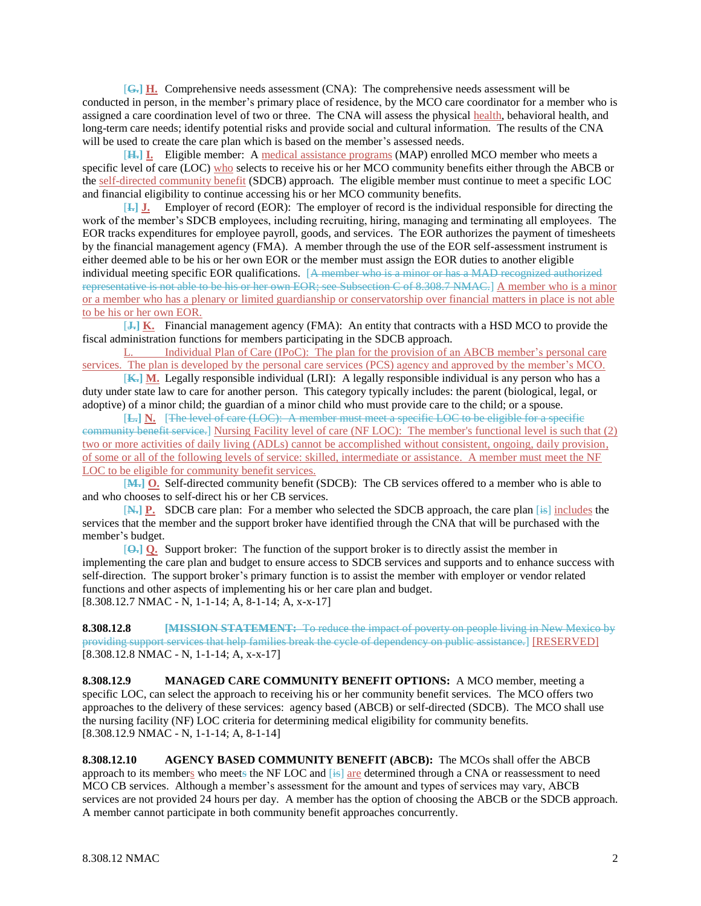[~~G.~~] **H.** Comprehensive needs assessment (CNA): The comprehensive needs assessment will be conducted in person, in the member's primary place of residence, by the MCO care coordinator for a member who is assigned a care coordination level of two or three. The CNA will assess the physical health, behavioral health, and long-term care needs; identify potential risks and provide social and cultural information. The results of the CNA will be used to create the care plan which is based on the member's assessed needs.

[~~H.~~] **I.** Eligible member: A medical assistance programs (MAP) enrolled MCO member who meets a specific level of care (LOC) who selects to receive his or her MCO community benefits either through the ABCB or the self-directed community benefit (SDCB) approach. The eligible member must continue to meet a specific LOC and financial eligibility to continue accessing his or her MCO community benefits.

[~~I.~~] **J.** Employer of record (EOR): The employer of record is the individual responsible for directing the work of the member's SDCB employees, including recruiting, hiring, managing and terminating all employees. The EOR tracks expenditures for employee payroll, goods, and services. The EOR authorizes the payment of timesheets by the financial management agency (FMA). A member through the use of the EOR self-assessment instrument is either deemed able to be his or her own EOR or the member must assign the EOR duties to another eligible individual meeting specific EOR qualifications. [~~A member who is a minor or has a MAD recognized authorized representative is not able to be his or her own EOR; see Subsection C of 8.308.7 NMAC.~~] A member who is a minor or a member who has a plenary or limited guardianship or conservatorship over financial matters in place is not able to be his or her own EOR.

[~~J.~~] **K.** Financial management agency (FMA): An entity that contracts with a HSD MCO to provide the fiscal administration functions for members participating in the SDCB approach.

L. Individual Plan of Care (IPoC): The plan for the provision of an ABCB member's personal care services. The plan is developed by the personal care services (PCS) agency and approved by the member's MCO.

[~~K.~~] **M.** Legally responsible individual (LRI): A legally responsible individual is any person who has a duty under state law to care for another person. This category typically includes: the parent (biological, legal, or adoptive) of a minor child; the guardian of a minor child who must provide care to the child; or a spouse.

[~~L.~~] **N.** [~~The level of care (LOC): A member must meet a specific LOC to be eligible for a specific community benefit service.~~] Nursing Facility level of care (NF LOC): The member's functional level is such that (2) two or more activities of daily living (ADLs) cannot be accomplished without consistent, ongoing, daily provision, of some or all of the following levels of service: skilled, intermediate or assistance. A member must meet the NF LOC to be eligible for community benefit services.

[~~M.~~] **O.** Self-directed community benefit (SDCB): The CB services offered to a member who is able to and who chooses to self-direct his or her CB services.

[~~N.~~] **P.** SDCB care plan: For a member who selected the SDCB approach, the care plan [~~is~~] includes the services that the member and the support broker have identified through the CNA that will be purchased with the member's budget.

[~~O.~~] **Q.** Support broker: The function of the support broker is to directly assist the member in implementing the care plan and budget to ensure access to SDCB services and supports and to enhance success with self-direction. The support broker's primary function is to assist the member with employer or vendor related functions and other aspects of implementing his or her care plan and budget.
[8.308.12.7 NMAC - N, 1-1-14; A, 8-1-14; A, x-x-17]

**8.308.12.8** [~~**MISSION STATEMENT:** To reduce the impact of poverty on people living in New Mexico by providing support services that help families break the cycle of dependency on public assistance.~~] [RESERVED]
[8.308.12.8 NMAC - N, 1-1-14; A, x-x-17]

**8.308.12.9 MANAGED CARE COMMUNITY BENEFIT OPTIONS:** A MCO member, meeting a specific LOC, can select the approach to receiving his or her community benefit services. The MCO offers two approaches to the delivery of these services: agency based (ABCB) or self-directed (SDCB). The MCO shall use the nursing facility (NF) LOC criteria for determining medical eligibility for community benefits.
[8.308.12.9 NMAC - N, 1-1-14; A, 8-1-14]

**8.308.12.10 AGENCY BASED COMMUNITY BENEFIT (ABCB):** The MCOs shall offer the ABCB approach to its members who meet~~s~~ the NF LOC and [~~is~~] are determined through a CNA or reassessment to need MCO CB services. Although a member's assessment for the amount and types of services may vary, ABCB services are not provided 24 hours per day. A member has the option of choosing the ABCB or the SDCB approach. A member cannot participate in both community benefit approaches concurrently.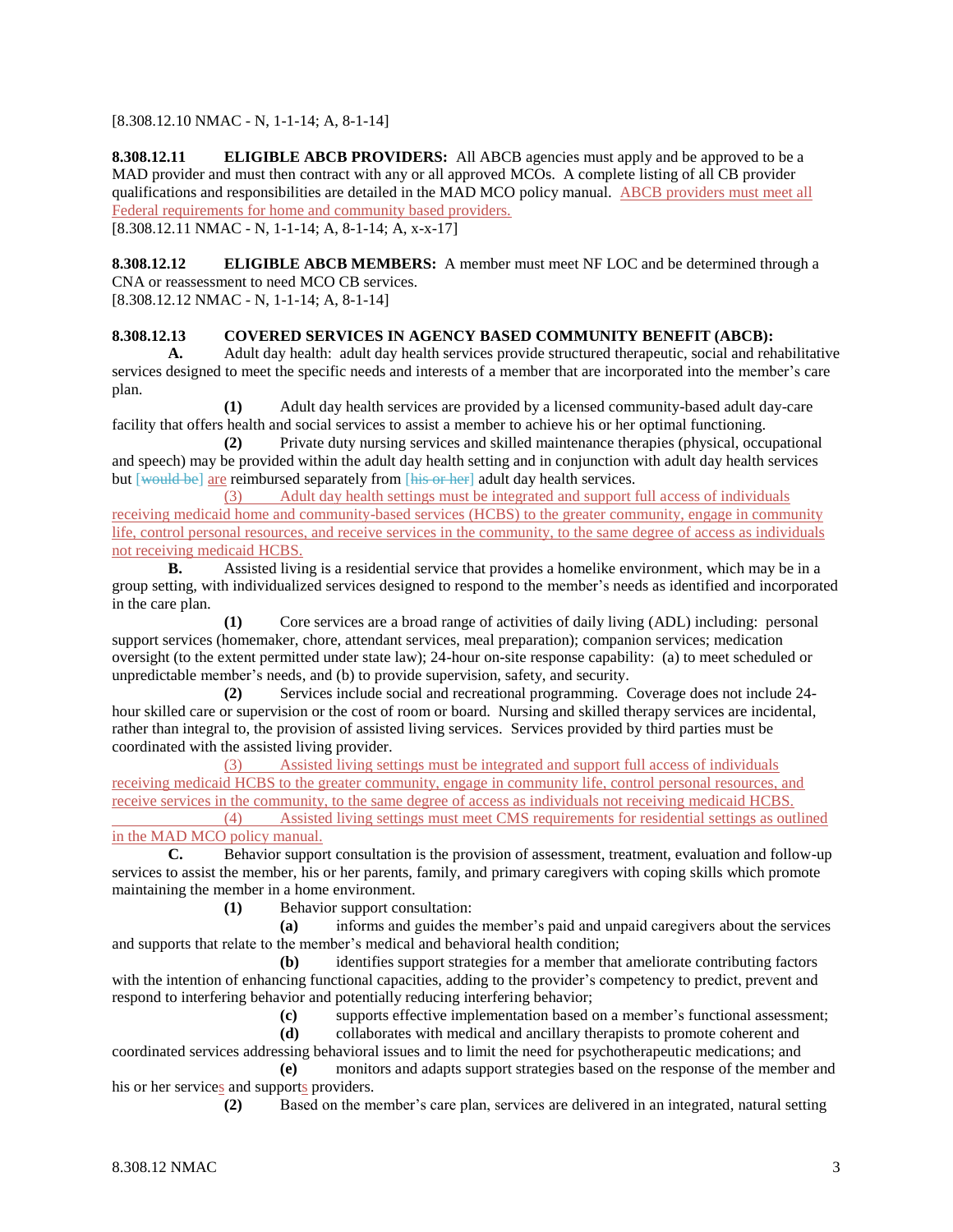[8.308.12.10 NMAC - N, 1-1-14; A, 8-1-14]

**8.308.12.11 ELIGIBLE ABCB PROVIDERS:** All ABCB agencies must apply and be approved to be a MAD provider and must then contract with any or all approved MCOs. A complete listing of all CB provider qualifications and responsibilities are detailed in the MAD MCO policy manual. ABCB providers must meet all Federal requirements for home and community based providers.
[8.308.12.11 NMAC - N, 1-1-14; A, 8-1-14; A, x-x-17]

**8.308.12.12 ELIGIBLE ABCB MEMBERS:** A member must meet NF LOC and be determined through a CNA or reassessment to need MCO CB services.
[8.308.12.12 NMAC - N, 1-1-14; A, 8-1-14]

**8.308.12.13 COVERED SERVICES IN AGENCY BASED COMMUNITY BENEFIT (ABCB):**

**A.** Adult day health: adult day health services provide structured therapeutic, social and rehabilitative services designed to meet the specific needs and interests of a member that are incorporated into the member's care plan.

**(1)** Adult day health services are provided by a licensed community-based adult day-care facility that offers health and social services to assist a member to achieve his or her optimal functioning.

**(2)** Private duty nursing services and skilled maintenance therapies (physical, occupational and speech) may be provided within the adult day health setting and in conjunction with adult day health services but [~~would be~~] are reimbursed separately from [~~his or her~~] adult day health services.

(3) Adult day health settings must be integrated and support full access of individuals receiving medicaid home and community-based services (HCBS) to the greater community, engage in community life, control personal resources, and receive services in the community, to the same degree of access as individuals not receiving medicaid HCBS.

**B.** Assisted living is a residential service that provides a homelike environment, which may be in a group setting, with individualized services designed to respond to the member's needs as identified and incorporated in the care plan.

**(1)** Core services are a broad range of activities of daily living (ADL) including: personal support services (homemaker, chore, attendant services, meal preparation); companion services; medication oversight (to the extent permitted under state law); 24-hour on-site response capability: (a) to meet scheduled or unpredictable member's needs, and (b) to provide supervision, safety, and security.

**(2)** Services include social and recreational programming. Coverage does not include 24-hour skilled care or supervision or the cost of room or board. Nursing and skilled therapy services are incidental, rather than integral to, the provision of assisted living services. Services provided by third parties must be coordinated with the assisted living provider.

(3) Assisted living settings must be integrated and support full access of individuals receiving medicaid HCBS to the greater community, engage in community life, control personal resources, and receive services in the community, to the same degree of access as individuals not receiving medicaid HCBS.

(4) Assisted living settings must meet CMS requirements for residential settings as outlined in the MAD MCO policy manual.

**C.** Behavior support consultation is the provision of assessment, treatment, evaluation and follow-up services to assist the member, his or her parents, family, and primary caregivers with coping skills which promote maintaining the member in a home environment.

**(1)** Behavior support consultation:

**(a)** informs and guides the member's paid and unpaid caregivers about the services and supports that relate to the member's medical and behavioral health condition;

**(b)** identifies support strategies for a member that ameliorate contributing factors with the intention of enhancing functional capacities, adding to the provider's competency to predict, prevent and respond to interfering behavior and potentially reducing interfering behavior;

**(c)** supports effective implementation based on a member's functional assessment;

**(d)** collaborates with medical and ancillary therapists to promote coherent and coordinated services addressing behavioral issues and to limit the need for psychotherapeutic medications; and

**(e)** monitors and adapts support strategies based on the response of the member and his or her services and supports providers.

**(2)** Based on the member's care plan, services are delivered in an integrated, natural setting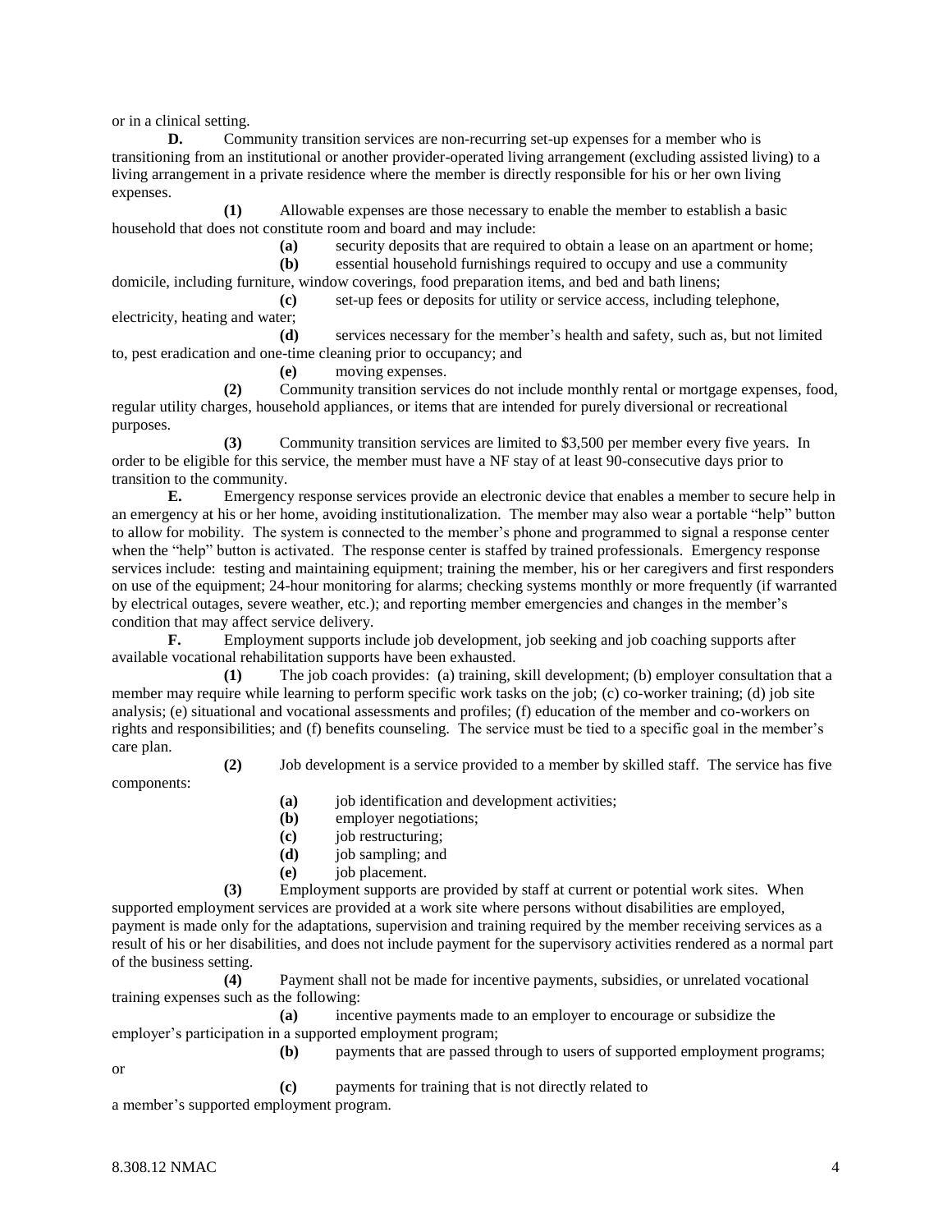or in a clinical setting.

**D.** Community transition services are non-recurring set-up expenses for a member who is transitioning from an institutional or another provider-operated living arrangement (excluding assisted living) to a living arrangement in a private residence where the member is directly responsible for his or her own living expenses.

**(1)** Allowable expenses are those necessary to enable the member to establish a basic household that does not constitute room and board and may include:

**(a)** security deposits that are required to obtain a lease on an apartment or home;

**(b)** essential household furnishings required to occupy and use a community domicile, including furniture, window coverings, food preparation items, and bed and bath linens;

**(c)** set-up fees or deposits for utility or service access, including telephone, electricity, heating and water;

**(d)** services necessary for the member's health and safety, such as, but not limited to, pest eradication and one-time cleaning prior to occupancy; and

**(e)** moving expenses.

**(2)** Community transition services do not include monthly rental or mortgage expenses, food, regular utility charges, household appliances, or items that are intended for purely diversional or recreational purposes.

**(3)** Community transition services are limited to $3,500 per member every five years. In order to be eligible for this service, the member must have a NF stay of at least 90-consecutive days prior to transition to the community.

**E.** Emergency response services provide an electronic device that enables a member to secure help in an emergency at his or her home, avoiding institutionalization. The member may also wear a portable "help" button to allow for mobility. The system is connected to the member's phone and programmed to signal a response center when the "help" button is activated. The response center is staffed by trained professionals. Emergency response services include: testing and maintaining equipment; training the member, his or her caregivers and first responders on use of the equipment; 24-hour monitoring for alarms; checking systems monthly or more frequently (if warranted by electrical outages, severe weather, etc.); and reporting member emergencies and changes in the member's condition that may affect service delivery.

**F.** Employment supports include job development, job seeking and job coaching supports after available vocational rehabilitation supports have been exhausted.

**(1)** The job coach provides: (a) training, skill development; (b) employer consultation that a member may require while learning to perform specific work tasks on the job; (c) co-worker training; (d) job site analysis; (e) situational and vocational assessments and profiles; (f) education of the member and co-workers on rights and responsibilities; and (f) benefits counseling. The service must be tied to a specific goal in the member's care plan.

**(2)** Job development is a service provided to a member by skilled staff. The service has five components:

**(a)** job identification and development activities;

**(b)** employer negotiations;

**(c)** job restructuring;

**(d)** job sampling; and

**(e)** job placement.

**(3)** Employment supports are provided by staff at current or potential work sites. When supported employment services are provided at a work site where persons without disabilities are employed, payment is made only for the adaptations, supervision and training required by the member receiving services as a result of his or her disabilities, and does not include payment for the supervisory activities rendered as a normal part of the business setting.

**(4)** Payment shall not be made for incentive payments, subsidies, or unrelated vocational training expenses such as the following:

**(a)** incentive payments made to an employer to encourage or subsidize the employer's participation in a supported employment program;

**(b)** payments that are passed through to users of supported employment programs; or

**(c)** payments for training that is not directly related to a member's supported employment program.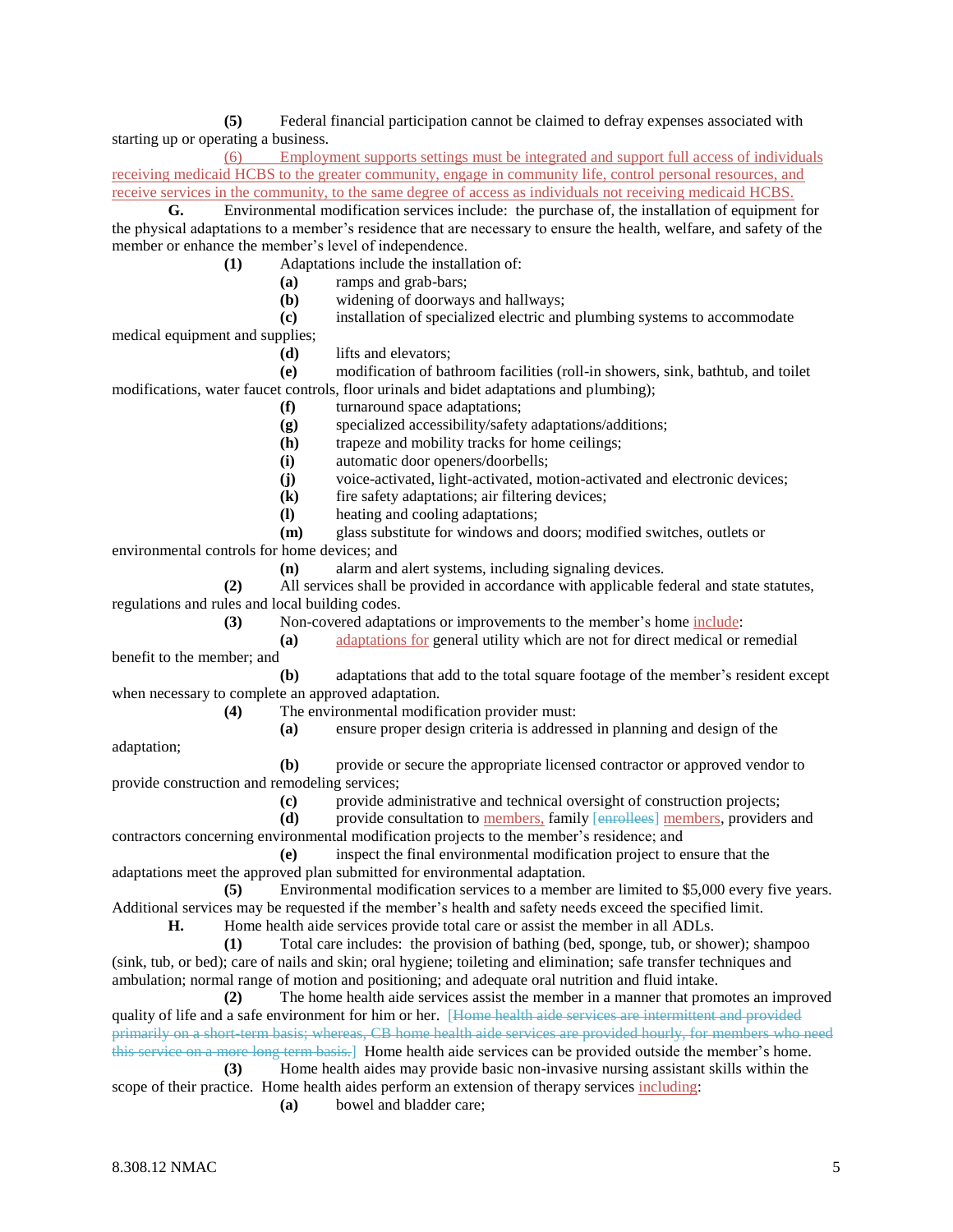**(5)** Federal financial participation cannot be claimed to defray expenses associated with starting up or operating a business.

(6) Employment supports settings must be integrated and support full access of individuals receiving medicaid HCBS to the greater community, engage in community life, control personal resources, and receive services in the community, to the same degree of access as individuals not receiving medicaid HCBS.

**G.** Environmental modification services include: the purchase of, the installation of equipment for the physical adaptations to a member's residence that are necessary to ensure the health, welfare, and safety of the member or enhance the member's level of independence.

**(1)** Adaptations include the installation of:

**(a)** ramps and grab-bars;

**(b)** widening of doorways and hallways;

**(c)** installation of specialized electric and plumbing systems to accommodate medical equipment and supplies;

**(d)** lifts and elevators;

**(e)** modification of bathroom facilities (roll-in showers, sink, bathtub, and toilet modifications, water faucet controls, floor urinals and bidet adaptations and plumbing);

**(f)** turnaround space adaptations;

**(g)** specialized accessibility/safety adaptations/additions;

**(h)** trapeze and mobility tracks for home ceilings;

**(i)** automatic door openers/doorbells;

**(j)** voice-activated, light-activated, motion-activated and electronic devices;

**(k)** fire safety adaptations; air filtering devices;

**(l)** heating and cooling adaptations;

**(m)** glass substitute for windows and doors; modified switches, outlets or environmental controls for home devices; and

**(n)** alarm and alert systems, including signaling devices.

**(2)** All services shall be provided in accordance with applicable federal and state statutes, regulations and rules and local building codes.

**(3)** Non-covered adaptations or improvements to the member's home include:

**(a)** adaptations for general utility which are not for direct medical or remedial benefit to the member; and

**(b)** adaptations that add to the total square footage of the member's resident except when necessary to complete an approved adaptation.

**(4)** The environmental modification provider must:

**(a)** ensure proper design criteria is addressed in planning and design of the adaptation;

**(b)** provide or secure the appropriate licensed contractor or approved vendor to provide construction and remodeling services;

**(c)** provide administrative and technical oversight of construction projects;

**(d)** provide consultation to members, family [~~enrollees~~] members, providers and contractors concerning environmental modification projects to the member's residence; and

**(e)** inspect the final environmental modification project to ensure that the adaptations meet the approved plan submitted for environmental adaptation.

**(5)** Environmental modification services to a member are limited to $5,000 every five years. Additional services may be requested if the member's health and safety needs exceed the specified limit.

**H.** Home health aide services provide total care or assist the member in all ADLs.

**(1)** Total care includes: the provision of bathing (bed, sponge, tub, or shower); shampoo (sink, tub, or bed); care of nails and skin; oral hygiene; toileting and elimination; safe transfer techniques and ambulation; normal range of motion and positioning; and adequate oral nutrition and fluid intake.

**(2)** The home health aide services assist the member in a manner that promotes an improved quality of life and a safe environment for him or her. [~~Home health aide services are intermittent and provided primarily on a short-term basis; whereas, CB home health aide services are provided hourly, for members who need this service on a more long term basis.~~] Home health aide services can be provided outside the member's home.

**(3)** Home health aides may provide basic non-invasive nursing assistant skills within the scope of their practice. Home health aides perform an extension of therapy services including:

**(a)** bowel and bladder care;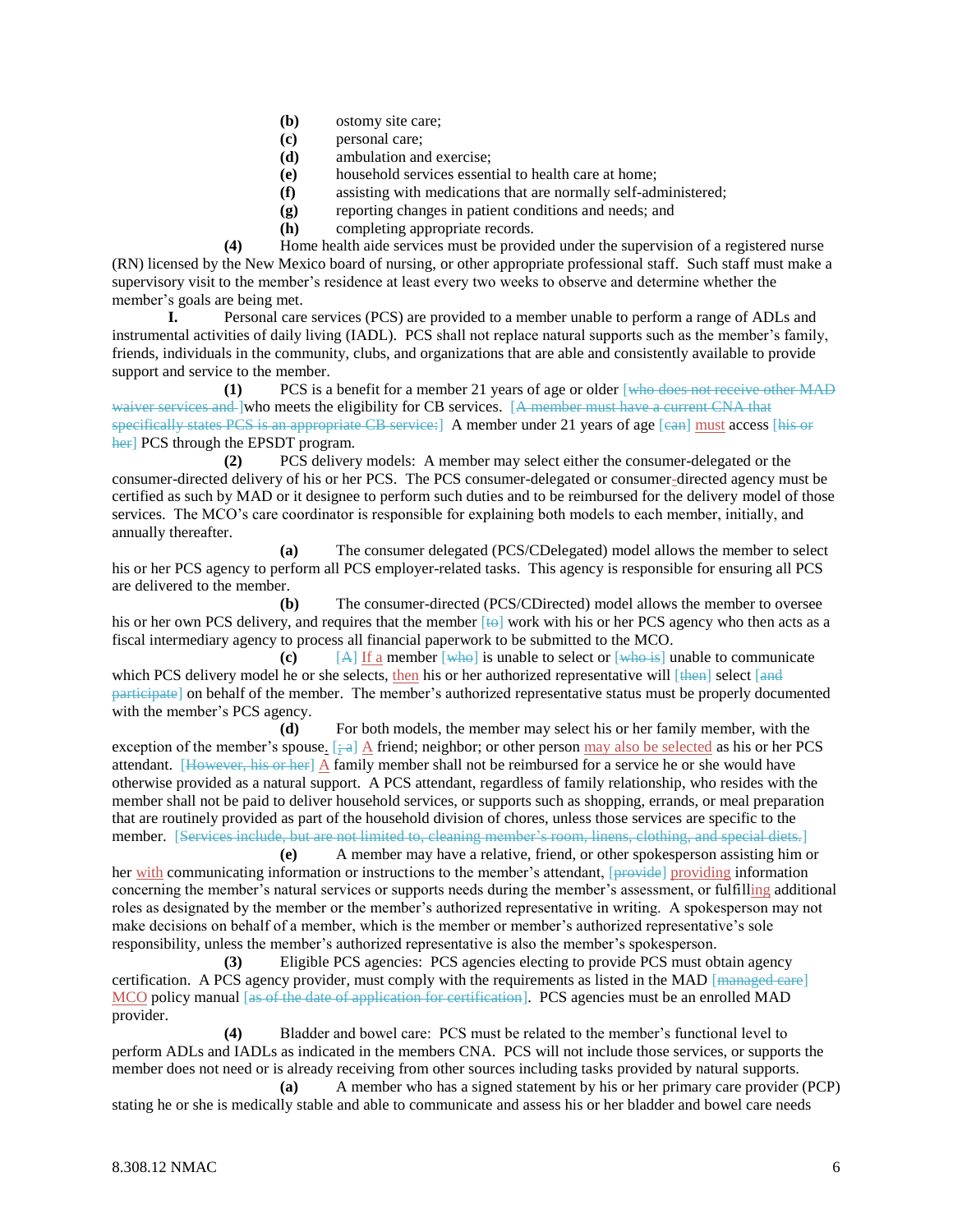**(b)** ostomy site care;
**(c)** personal care;
**(d)** ambulation and exercise;
**(e)** household services essential to health care at home;
**(f)** assisting with medications that are normally self-administered;
**(g)** reporting changes in patient conditions and needs; and
**(h)** completing appropriate records.

**(4)** Home health aide services must be provided under the supervision of a registered nurse (RN) licensed by the New Mexico board of nursing, or other appropriate professional staff. Such staff must make a supervisory visit to the member's residence at least every two weeks to observe and determine whether the member's goals are being met.

**I.** Personal care services (PCS) are provided to a member unable to perform a range of ADLs and instrumental activities of daily living (IADL). PCS shall not replace natural supports such as the member's family, friends, individuals in the community, clubs, and organizations that are able and consistently available to provide support and service to the member.

**(1)** PCS is a benefit for a member 21 years of age or older [~~who does not receive other MAD waiver services and~~ ]who meets the eligibility for CB services. [~~A member must have a current CNA that specifically states PCS is an appropriate CB service;~~] A member under 21 years of age [~~can~~] must access [~~his or her~~] PCS through the EPSDT program.

**(2)** PCS delivery models: A member may select either the consumer-delegated or the consumer-directed delivery of his or her PCS. The PCS consumer-delegated or consumer-directed agency must be certified as such by MAD or it designee to perform such duties and to be reimbursed for the delivery model of those services. The MCO's care coordinator is responsible for explaining both models to each member, initially, and annually thereafter.

**(a)** The consumer delegated (PCS/CDelegated) model allows the member to select his or her PCS agency to perform all PCS employer-related tasks. This agency is responsible for ensuring all PCS are delivered to the member.

**(b)** The consumer-directed (PCS/CDirected) model allows the member to oversee his or her own PCS delivery, and requires that the member [~~to~~] work with his or her PCS agency who then acts as a fiscal intermediary agency to process all financial paperwork to be submitted to the MCO.

**(c)** [~~A~~] If a member [~~who~~] is unable to select or [~~who is~~] unable to communicate which PCS delivery model he or she selects, then his or her authorized representative will [~~then~~] select [~~and participate~~] on behalf of the member. The member's authorized representative status must be properly documented with the member's PCS agency.

**(d)** For both models, the member may select his or her family member, with the exception of the member's spouse. [~~; a~~] A friend; neighbor; or other person may also be selected as his or her PCS attendant. [~~However, his or her~~] A family member shall not be reimbursed for a service he or she would have otherwise provided as a natural support. A PCS attendant, regardless of family relationship, who resides with the member shall not be paid to deliver household services, or supports such as shopping, errands, or meal preparation that are routinely provided as part of the household division of chores, unless those services are specific to the member. [~~Services include, but are not limited to, cleaning member's room, linens, clothing, and special diets.~~]

**(e)** A member may have a relative, friend, or other spokesperson assisting him or her with communicating information or instructions to the member's attendant, [~~provide~~] providing information concerning the member's natural services or supports needs during the member's assessment, or fulfilling additional roles as designated by the member or the member's authorized representative in writing. A spokesperson may not make decisions on behalf of a member, which is the member or member's authorized representative's sole responsibility, unless the member's authorized representative is also the member's spokesperson.

**(3)** Eligible PCS agencies: PCS agencies electing to provide PCS must obtain agency certification. A PCS agency provider, must comply with the requirements as listed in the MAD [~~managed care~~] MCO policy manual [~~as of the date of application for certification~~]. PCS agencies must be an enrolled MAD provider.

**(4)** Bladder and bowel care: PCS must be related to the member's functional level to perform ADLs and IADLs as indicated in the members CNA. PCS will not include those services, or supports the member does not need or is already receiving from other sources including tasks provided by natural supports.

**(a)** A member who has a signed statement by his or her primary care provider (PCP) stating he or she is medically stable and able to communicate and assess his or her bladder and bowel care needs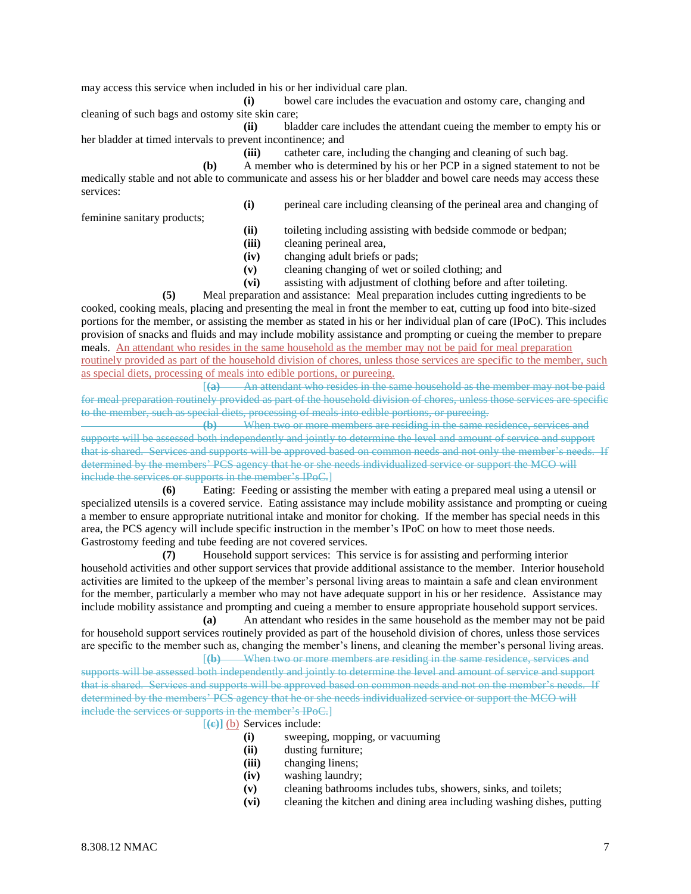may access this service when included in his or her individual care plan.

**(i)** bowel care includes the evacuation and ostomy care, changing and cleaning of such bags and ostomy site skin care;

**(ii)** bladder care includes the attendant cueing the member to empty his or her bladder at timed intervals to prevent incontinence; and

**(iii)** catheter care, including the changing and cleaning of such bag.

**(b)** A member who is determined by his or her PCP in a signed statement to not be medically stable and not able to communicate and assess his or her bladder and bowel care needs may access these services:

**(i)** perineal care including cleansing of the perineal area and changing of feminine sanitary products;

**(ii)** toileting including assisting with bedside commode or bedpan;

**(iii)** cleaning perineal area,

**(iv)** changing adult briefs or pads;

**(v)** cleaning changing of wet or soiled clothing; and

**(vi)** assisting with adjustment of clothing before and after toileting.

**(5)** Meal preparation and assistance: Meal preparation includes cutting ingredients to be cooked, cooking meals, placing and presenting the meal in front the member to eat, cutting up food into bite-sized portions for the member, or assisting the member as stated in his or her individual plan of care (IPoC). This includes provision of snacks and fluids and may include mobility assistance and prompting or cueing the member to prepare meals. An attendant who resides in the same household as the member may not be paid for meal preparation routinely provided as part of the household division of chores, unless those services are specific to the member, such as special diets, processing of meals into edible portions, or pureeing.

[~~**(a)** An attendant who resides in the same household as the member may not be paid for meal preparation routinely provided as part of the household division of chores, unless those services are specific to the member, such as special diets, processing of meals into edible portions, or pureeing.~~

~~**(b)** When two or more members are residing in the same residence, services and supports will be assessed both independently and jointly to determine the level and amount of service and support that is shared. Services and supports will be approved based on common needs and not only the member's needs. If determined by the members' PCS agency that he or she needs individualized service or support the MCO will include the services or supports in the member's IPoC.~~]

**(6)** Eating: Feeding or assisting the member with eating a prepared meal using a utensil or specialized utensils is a covered service. Eating assistance may include mobility assistance and prompting or cueing a member to ensure appropriate nutritional intake and monitor for choking. If the member has special needs in this area, the PCS agency will include specific instruction in the member's IPoC on how to meet those needs. Gastrostomy feeding and tube feeding are not covered services.

**(7)** Household support services: This service is for assisting and performing interior household activities and other support services that provide additional assistance to the member. Interior household activities are limited to the upkeep of the member's personal living areas to maintain a safe and clean environment for the member, particularly a member who may not have adequate support in his or her residence. Assistance may include mobility assistance and prompting and cueing a member to ensure appropriate household support services.

**(a)** An attendant who resides in the same household as the member may not be paid for household support services routinely provided as part of the household division of chores, unless those services are specific to the member such as, changing the member's linens, and cleaning the member's personal living areas.

[~~**(b)** When two or more members are residing in the same residence, services and supports will be assessed both independently and jointly to determine the level and amount of service and support that is shared. Services and supports will be approved based on common needs and not on the member's needs. If determined by the members' PCS agency that he or she needs individualized service or support the MCO will include the services or supports in the member's IPoC.~~]

[~~**(c)**~~] (b) Services include:

**(i)** sweeping, mopping, or vacuuming

**(ii)** dusting furniture;

**(iii)** changing linens;

**(iv)** washing laundry;

**(v)** cleaning bathrooms includes tubs, showers, sinks, and toilets;

**(vi)** cleaning the kitchen and dining area including washing dishes, putting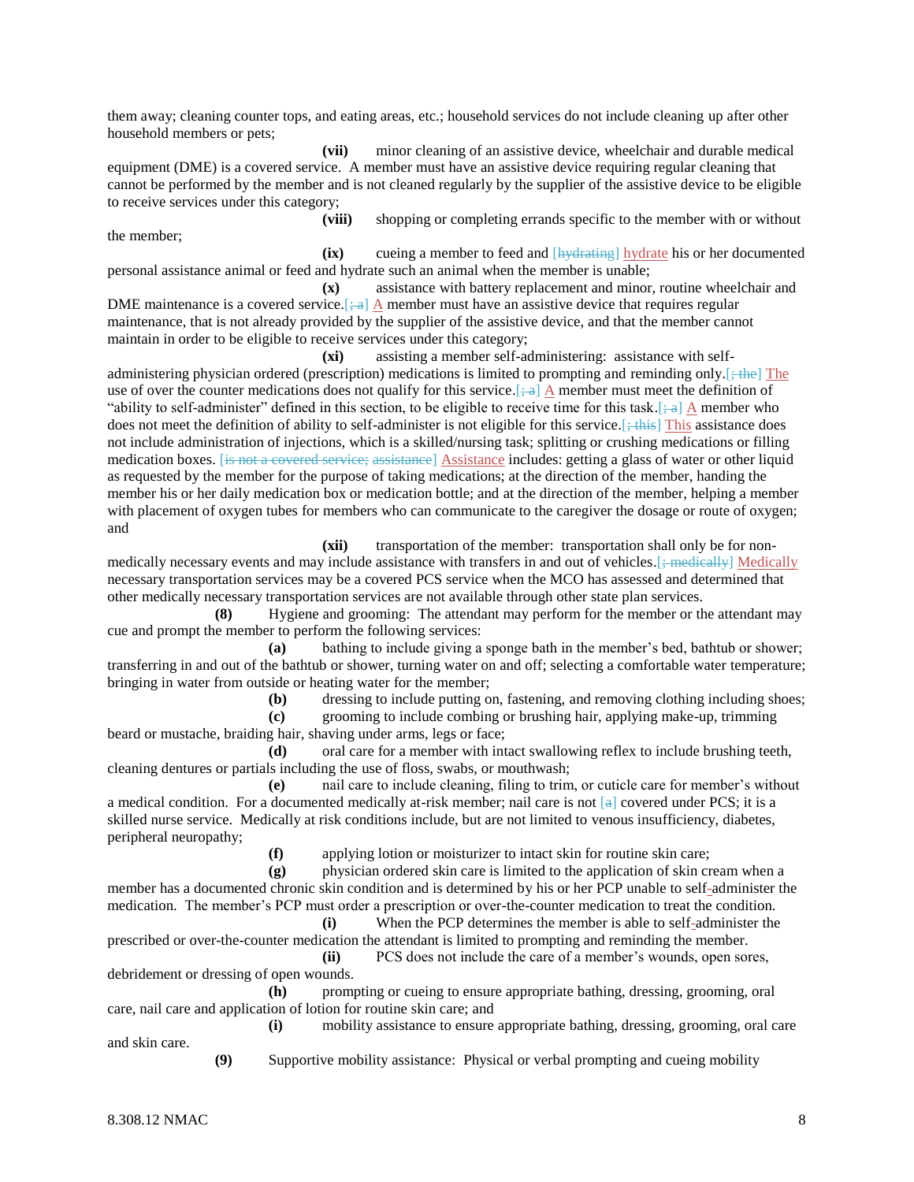them away; cleaning counter tops, and eating areas, etc.; household services do not include cleaning up after other household members or pets;

**(vii)** minor cleaning of an assistive device, wheelchair and durable medical equipment (DME) is a covered service. A member must have an assistive device requiring regular cleaning that cannot be performed by the member and is not cleaned regularly by the supplier of the assistive device to be eligible to receive services under this category;

**(viii)** shopping or completing errands specific to the member with or without the member;

**(ix)** cueing a member to feed and [~~hydrating~~] hydrate his or her documented personal assistance animal or feed and hydrate such an animal when the member is unable;

**(x)** assistance with battery replacement and minor, routine wheelchair and DME maintenance is a covered service.[~~; a~~] A member must have an assistive device that requires regular maintenance, that is not already provided by the supplier of the assistive device, and that the member cannot maintain in order to be eligible to receive services under this category;

**(xi)** assisting a member self-administering: assistance with self-administering physician ordered (prescription) medications is limited to prompting and reminding only.[~~; the~~] The use of over the counter medications does not qualify for this service.[~~; a~~] A member must meet the definition of "ability to self-administer" defined in this section, to be eligible to receive time for this task.[~~; a~~] A member who does not meet the definition of ability to self-administer is not eligible for this service.[~~; this~~] This assistance does not include administration of injections, which is a skilled/nursing task; splitting or crushing medications or filling medication boxes. [~~is not a covered service; assistance~~] Assistance includes: getting a glass of water or other liquid as requested by the member for the purpose of taking medications; at the direction of the member, handing the member his or her daily medication box or medication bottle; and at the direction of the member, helping a member with placement of oxygen tubes for members who can communicate to the caregiver the dosage or route of oxygen; and

**(xii)** transportation of the member: transportation shall only be for non-medically necessary events and may include assistance with transfers in and out of vehicles.[~~; medically~~] Medically necessary transportation services may be a covered PCS service when the MCO has assessed and determined that other medically necessary transportation services are not available through other state plan services.

**(8)** Hygiene and grooming: The attendant may perform for the member or the attendant may cue and prompt the member to perform the following services:

**(a)** bathing to include giving a sponge bath in the member's bed, bathtub or shower; transferring in and out of the bathtub or shower, turning water on and off; selecting a comfortable water temperature; bringing in water from outside or heating water for the member;

**(b)** dressing to include putting on, fastening, and removing clothing including shoes;

**(c)** grooming to include combing or brushing hair, applying make-up, trimming beard or mustache, braiding hair, shaving under arms, legs or face;

**(d)** oral care for a member with intact swallowing reflex to include brushing teeth, cleaning dentures or partials including the use of floss, swabs, or mouthwash;

**(e)** nail care to include cleaning, filing to trim, or cuticle care for member's without a medical condition. For a documented medically at-risk member; nail care is not [a] covered under PCS; it is a skilled nurse service. Medically at risk conditions include, but are not limited to venous insufficiency, diabetes, peripheral neuropathy;

**(f)** applying lotion or moisturizer to intact skin for routine skin care;

**(g)** physician ordered skin care is limited to the application of skin cream when a member has a documented chronic skin condition and is determined by his or her PCP unable to self-administer the medication. The member's PCP must order a prescription or over-the-counter medication to treat the condition.

**(i)** When the PCP determines the member is able to self-administer the prescribed or over-the-counter medication the attendant is limited to prompting and reminding the member.

**(ii)** PCS does not include the care of a member's wounds, open sores, debridement or dressing of open wounds.

**(h)** prompting or cueing to ensure appropriate bathing, dressing, grooming, oral care, nail care and application of lotion for routine skin care; and

**(i)** mobility assistance to ensure appropriate bathing, dressing, grooming, oral care and skin care.

**(9)** Supportive mobility assistance: Physical or verbal prompting and cueing mobility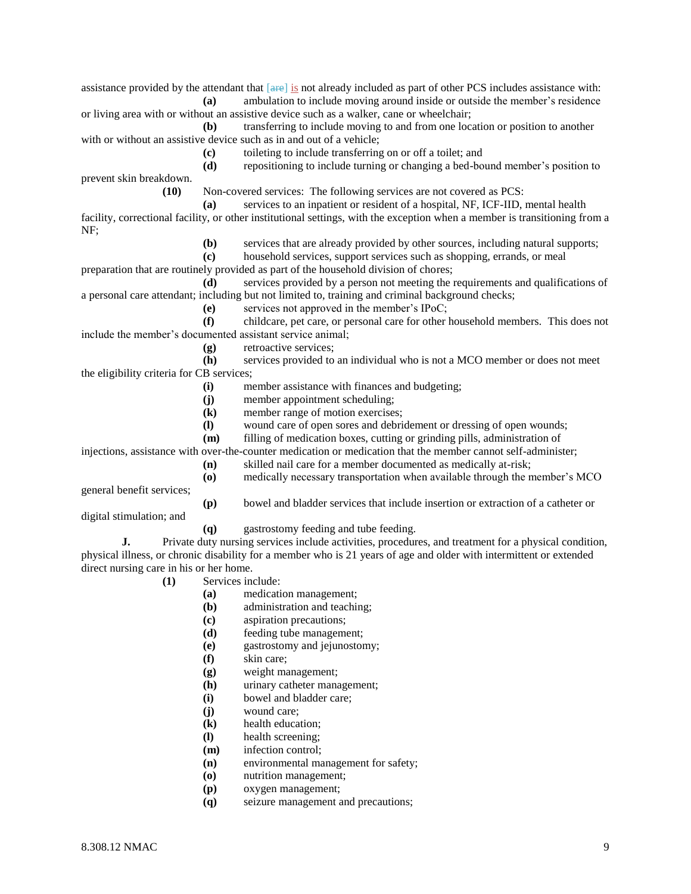assistance provided by the attendant that [are] is not already included as part of other PCS includes assistance with:

**(a)** ambulation to include moving around inside or outside the member's residence or living area with or without an assistive device such as a walker, cane or wheelchair;

**(b)** transferring to include moving to and from one location or position to another with or without an assistive device such as in and out of a vehicle;

**(c)** toileting to include transferring on or off a toilet; and

**(d)** repositioning to include turning or changing a bed-bound member's position to prevent skin breakdown.

**(10)** Non-covered services: The following services are not covered as PCS:

**(a)** services to an inpatient or resident of a hospital, NF, ICF-IID, mental health facility, correctional facility, or other institutional settings, with the exception when a member is transitioning from a NF;

**(b)** services that are already provided by other sources, including natural supports;

**(c)** household services, support services such as shopping, errands, or meal preparation that are routinely provided as part of the household division of chores;

**(d)** services provided by a person not meeting the requirements and qualifications of a personal care attendant; including but not limited to, training and criminal background checks;

**(e)** services not approved in the member's IPoC;

**(f)** childcare, pet care, or personal care for other household members. This does not include the member's documented assistant service animal;

**(g)** retroactive services;

**(h)** services provided to an individual who is not a MCO member or does not meet the eligibility criteria for CB services;

**(i)** member assistance with finances and budgeting;

**(j)** member appointment scheduling;

**(k)** member range of motion exercises;

**(l)** wound care of open sores and debridement or dressing of open wounds;

**(m)** filling of medication boxes, cutting or grinding pills, administration of injections, assistance with over-the-counter medication or medication that the member cannot self-administer;

**(n)** skilled nail care for a member documented as medically at-risk;

**(o)** medically necessary transportation when available through the member's MCO general benefit services;

**(p)** bowel and bladder services that include insertion or extraction of a catheter or digital stimulation; and

**(q)** gastrostomy feeding and tube feeding.

**J.** Private duty nursing services include activities, procedures, and treatment for a physical condition, physical illness, or chronic disability for a member who is 21 years of age and older with intermittent or extended direct nursing care in his or her home.

**(1)** Services include:

**(a)** medication management;

**(b)** administration and teaching;

**(c)** aspiration precautions;

**(d)** feeding tube management;

**(e)** gastrostomy and jejunostomy;

**(f)** skin care;

**(g)** weight management;

**(h)** urinary catheter management;

**(i)** bowel and bladder care;

**(j)** wound care;

**(k)** health education;

**(l)** health screening;

**(m)** infection control;

**(n)** environmental management for safety;

**(o)** nutrition management;

**(p)** oxygen management;

**(q)** seizure management and precautions;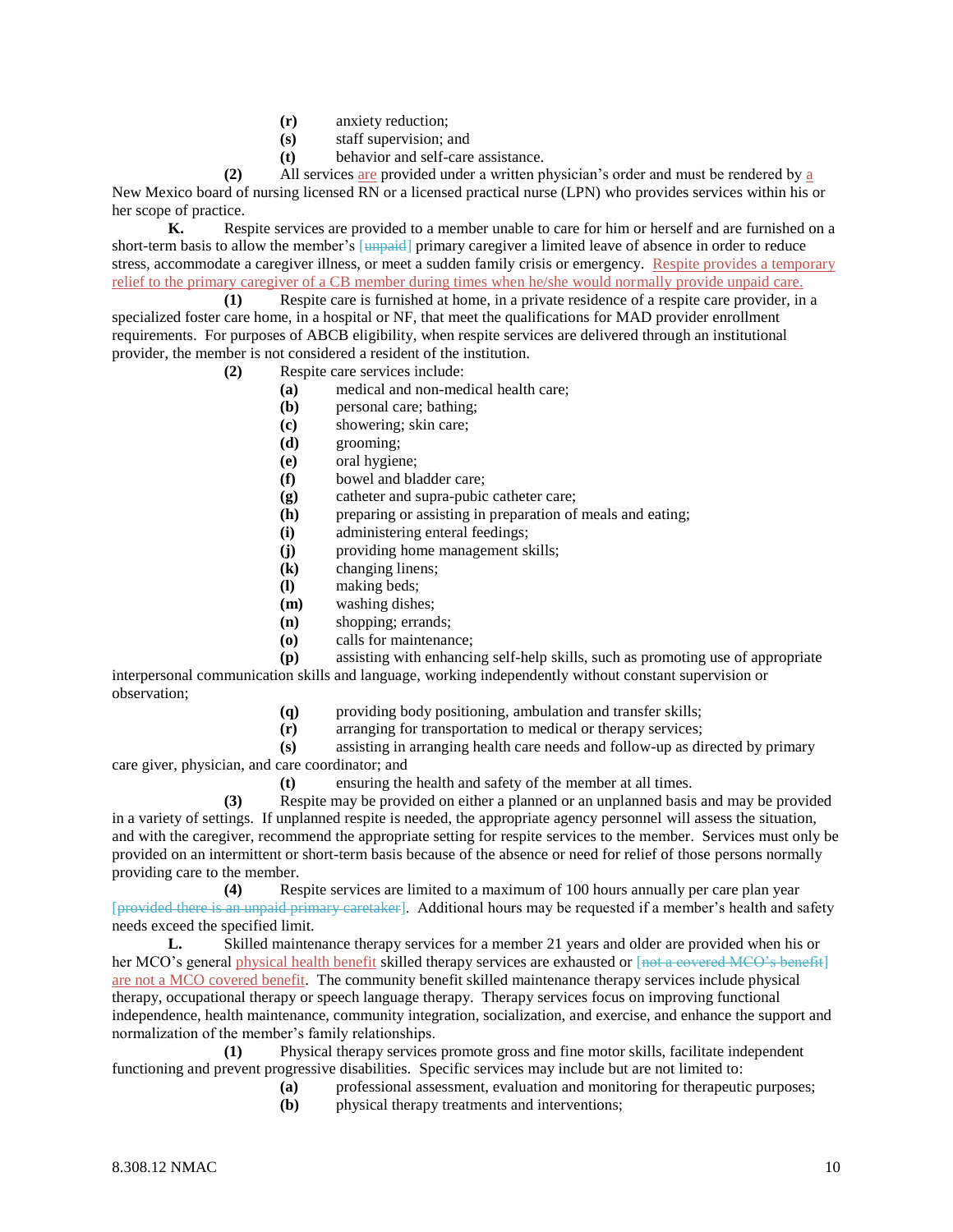**(r)** anxiety reduction;

**(s)** staff supervision; and

**(t)** behavior and self-care assistance.

**(2)** All services are provided under a written physician's order and must be rendered by a New Mexico board of nursing licensed RN or a licensed practical nurse (LPN) who provides services within his or her scope of practice.

**K.** Respite services are provided to a member unable to care for him or herself and are furnished on a short-term basis to allow the member's [unpaid] primary caregiver a limited leave of absence in order to reduce stress, accommodate a caregiver illness, or meet a sudden family crisis or emergency. Respite provides a temporary relief to the primary caregiver of a CB member during times when he/she would normally provide unpaid care.

**(1)** Respite care is furnished at home, in a private residence of a respite care provider, in a specialized foster care home, in a hospital or NF, that meet the qualifications for MAD provider enrollment requirements. For purposes of ABCB eligibility, when respite services are delivered through an institutional provider, the member is not considered a resident of the institution.

**(2)** Respite care services include:

**(a)** medical and non-medical health care;

**(b)** personal care; bathing;

**(c)** showering; skin care;

**(d)** grooming;

**(e)** oral hygiene;

**(f)** bowel and bladder care;

**(g)** catheter and supra-pubic catheter care;

**(h)** preparing or assisting in preparation of meals and eating;

**(i)** administering enteral feedings;

**(j)** providing home management skills;

**(k)** changing linens;

**(l)** making beds;

**(m)** washing dishes;

**(n)** shopping; errands;

**(o)** calls for maintenance;

**(p)** assisting with enhancing self-help skills, such as promoting use of appropriate interpersonal communication skills and language, working independently without constant supervision or observation;

**(q)** providing body positioning, ambulation and transfer skills;

**(r)** arranging for transportation to medical or therapy services;

**(s)** assisting in arranging health care needs and follow-up as directed by primary care giver, physician, and care coordinator; and

**(t)** ensuring the health and safety of the member at all times.

**(3)** Respite may be provided on either a planned or an unplanned basis and may be provided in a variety of settings. If unplanned respite is needed, the appropriate agency personnel will assess the situation, and with the caregiver, recommend the appropriate setting for respite services to the member. Services must only be provided on an intermittent or short-term basis because of the absence or need for relief of those persons normally providing care to the member.

**(4)** Respite services are limited to a maximum of 100 hours annually per care plan year [provided there is an unpaid primary caretaker]. Additional hours may be requested if a member's health and safety needs exceed the specified limit.

**L.** Skilled maintenance therapy services for a member 21 years and older are provided when his or her MCO's general physical health benefit skilled therapy services are exhausted or [not a covered MCO's benefit] are not a MCO covered benefit. The community benefit skilled maintenance therapy services include physical therapy, occupational therapy or speech language therapy. Therapy services focus on improving functional independence, health maintenance, community integration, socialization, and exercise, and enhance the support and normalization of the member's family relationships.

**(1)** Physical therapy services promote gross and fine motor skills, facilitate independent functioning and prevent progressive disabilities. Specific services may include but are not limited to:

**(a)** professional assessment, evaluation and monitoring for therapeutic purposes;

**(b)** physical therapy treatments and interventions;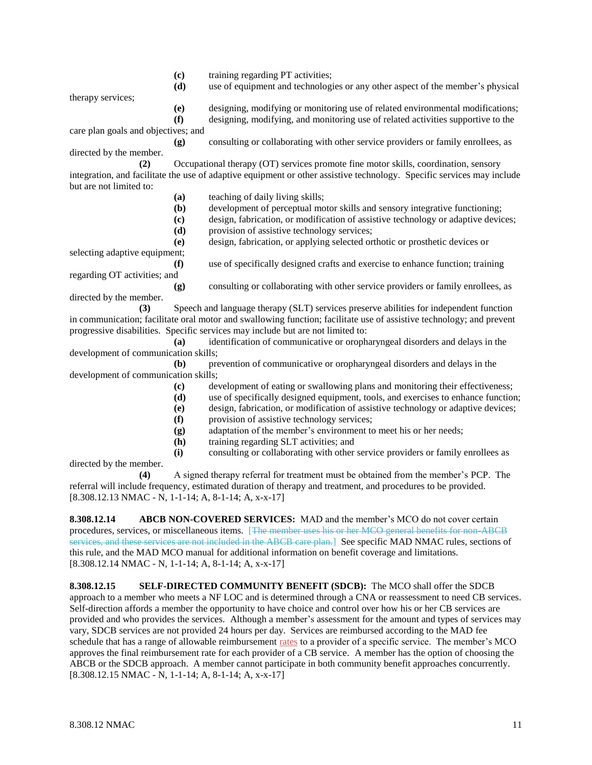**(c)** training regarding PT activities;

**(d)** use of equipment and technologies or any other aspect of the member's physical therapy services;

**(e)** designing, modifying or monitoring use of related environmental modifications;

**(f)** designing, modifying, and monitoring use of related activities supportive to the care plan goals and objectives; and

**(g)** consulting or collaborating with other service providers or family enrollees, as directed by the member.

**(2)** Occupational therapy (OT) services promote fine motor skills, coordination, sensory integration, and facilitate the use of adaptive equipment or other assistive technology. Specific services may include but are not limited to:

**(a)** teaching of daily living skills;

**(b)** development of perceptual motor skills and sensory integrative functioning;

**(c)** design, fabrication, or modification of assistive technology or adaptive devices;

**(d)** provision of assistive technology services;

**(e)** design, fabrication, or applying selected orthotic or prosthetic devices or selecting adaptive equipment;

**(f)** use of specifically designed crafts and exercise to enhance function; training regarding OT activities; and

**(g)** consulting or collaborating with other service providers or family enrollees, as directed by the member.

**(3)** Speech and language therapy (SLT) services preserve abilities for independent function in communication; facilitate oral motor and swallowing function; facilitate use of assistive technology; and prevent progressive disabilities. Specific services may include but are not limited to:

**(a)** identification of communicative or oropharyngeal disorders and delays in the development of communication skills;

**(b)** prevention of communicative or oropharyngeal disorders and delays in the development of communication skills;

**(c)** development of eating or swallowing plans and monitoring their effectiveness;

**(d)** use of specifically designed equipment, tools, and exercises to enhance function;

**(e)** design, fabrication, or modification of assistive technology or adaptive devices;

**(f)** provision of assistive technology services;

**(g)** adaptation of the member's environment to meet his or her needs;

**(h)** training regarding SLT activities; and

**(i)** consulting or collaborating with other service providers or family enrollees as directed by the member.

**(4)** A signed therapy referral for treatment must be obtained from the member's PCP. The referral will include frequency, estimated duration of therapy and treatment, and procedures to be provided.
[8.308.12.13 NMAC - N, 1-1-14; A, 8-1-14; A, x-x-17]

**8.308.12.14 ABCB NON-COVERED SERVICES:** MAD and the member's MCO do not cover certain procedures, services, or miscellaneous items. [~~The member uses his or her MCO general benefits for non-ABCB services, and these services are not included in the ABCB care plan.~~] See specific MAD NMAC rules, sections of this rule, and the MAD MCO manual for additional information on benefit coverage and limitations.
[8.308.12.14 NMAC - N, 1-1-14; A, 8-1-14; A, x-x-17]

**8.308.12.15 SELF-DIRECTED COMMUNITY BENEFIT (SDCB):** The MCO shall offer the SDCB approach to a member who meets a NF LOC and is determined through a CNA or reassessment to need CB services. Self-direction affords a member the opportunity to have choice and control over how his or her CB services are provided and who provides the services. Although a member's assessment for the amount and types of services may vary, SDCB services are not provided 24 hours per day. Services are reimbursed according to the MAD fee schedule that has a range of allowable reimbursement rates to a provider of a specific service. The member's MCO approves the final reimbursement rate for each provider of a CB service. A member has the option of choosing the ABCB or the SDCB approach. A member cannot participate in both community benefit approaches concurrently.
[8.308.12.15 NMAC - N, 1-1-14; A, 8-1-14; A, x-x-17]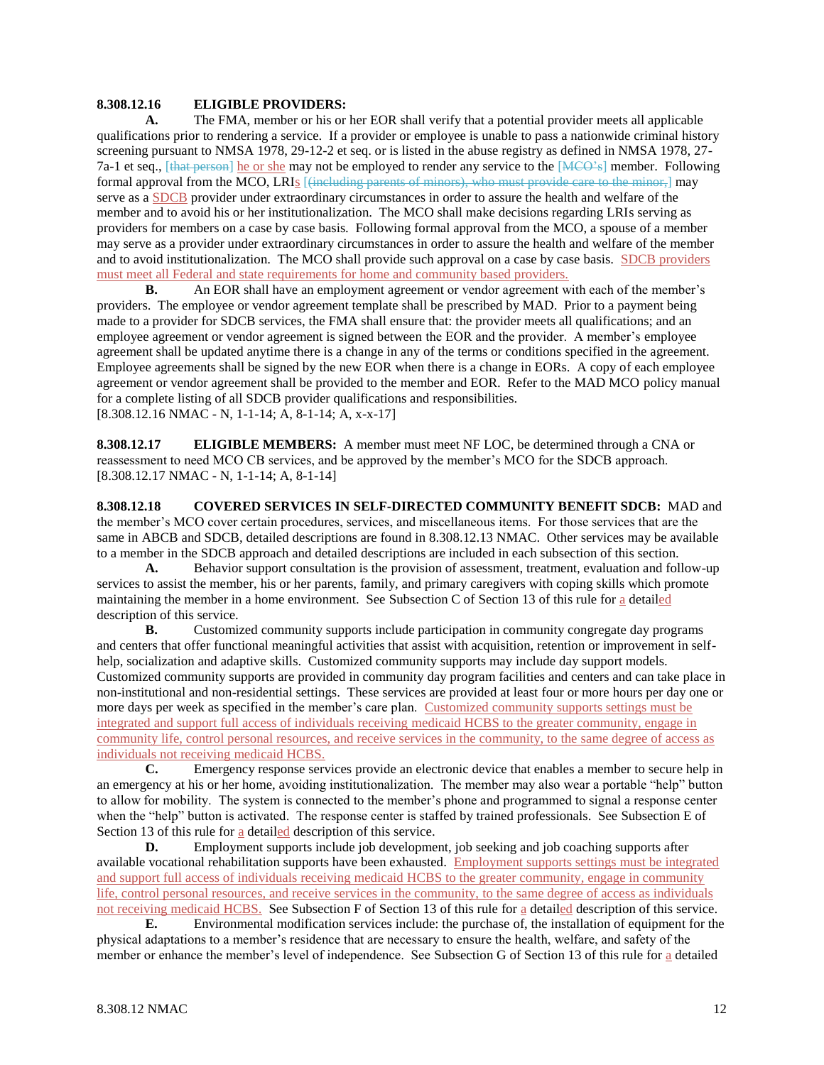**8.308.12.16 ELIGIBLE PROVIDERS:**

**A.** The FMA, member or his or her EOR shall verify that a potential provider meets all applicable qualifications prior to rendering a service. If a provider or employee is unable to pass a nationwide criminal history screening pursuant to NMSA 1978, 29-12-2 et seq. or is listed in the abuse registry as defined in NMSA 1978, 27-7a-1 et seq., [that person] he or she may not be employed to render any service to the [MCO's] member. Following formal approval from the MCO, LRIs [(including parents of minors), who must provide care to the minor,] may serve as a SDCB provider under extraordinary circumstances in order to assure the health and welfare of the member and to avoid his or her institutionalization. The MCO shall make decisions regarding LRIs serving as providers for members on a case by case basis. Following formal approval from the MCO, a spouse of a member may serve as a provider under extraordinary circumstances in order to assure the health and welfare of the member and to avoid institutionalization. The MCO shall provide such approval on a case by case basis. SDCB providers must meet all Federal and state requirements for home and community based providers.

**B.** An EOR shall have an employment agreement or vendor agreement with each of the member's providers. The employee or vendor agreement template shall be prescribed by MAD. Prior to a payment being made to a provider for SDCB services, the FMA shall ensure that: the provider meets all qualifications; and an employee agreement or vendor agreement is signed between the EOR and the provider. A member's employee agreement shall be updated anytime there is a change in any of the terms or conditions specified in the agreement. Employee agreements shall be signed by the new EOR when there is a change in EORs. A copy of each employee agreement or vendor agreement shall be provided to the member and EOR. Refer to the MAD MCO policy manual for a complete listing of all SDCB provider qualifications and responsibilities.
[8.308.12.16 NMAC - N, 1-1-14; A, 8-1-14; A, x-x-17]

**8.308.12.17 ELIGIBLE MEMBERS:** A member must meet NF LOC, be determined through a CNA or reassessment to need MCO CB services, and be approved by the member's MCO for the SDCB approach.
[8.308.12.17 NMAC - N, 1-1-14; A, 8-1-14]

**8.308.12.18 COVERED SERVICES IN SELF-DIRECTED COMMUNITY BENEFIT SDCB:** MAD and the member's MCO cover certain procedures, services, and miscellaneous items. For those services that are the same in ABCB and SDCB, detailed descriptions are found in 8.308.12.13 NMAC. Other services may be available to a member in the SDCB approach and detailed descriptions are included in each subsection of this section.

**A.** Behavior support consultation is the provision of assessment, treatment, evaluation and follow-up services to assist the member, his or her parents, family, and primary caregivers with coping skills which promote maintaining the member in a home environment. See Subsection C of Section 13 of this rule for a detailed description of this service.

**B.** Customized community supports include participation in community congregate day programs and centers that offer functional meaningful activities that assist with acquisition, retention or improvement in self-help, socialization and adaptive skills. Customized community supports may include day support models. Customized community supports are provided in community day program facilities and centers and can take place in non-institutional and non-residential settings. These services are provided at least four or more hours per day one or more days per week as specified in the member's care plan. Customized community supports settings must be integrated and support full access of individuals receiving medicaid HCBS to the greater community, engage in community life, control personal resources, and receive services in the community, to the same degree of access as individuals not receiving medicaid HCBS.

**C.** Emergency response services provide an electronic device that enables a member to secure help in an emergency at his or her home, avoiding institutionalization. The member may also wear a portable "help" button to allow for mobility. The system is connected to the member's phone and programmed to signal a response center when the "help" button is activated. The response center is staffed by trained professionals. See Subsection E of Section 13 of this rule for a detailed description of this service.

**D.** Employment supports include job development, job seeking and job coaching supports after available vocational rehabilitation supports have been exhausted. Employment supports settings must be integrated and support full access of individuals receiving medicaid HCBS to the greater community, engage in community life, control personal resources, and receive services in the community, to the same degree of access as individuals not receiving medicaid HCBS. See Subsection F of Section 13 of this rule for a detailed description of this service.

**E.** Environmental modification services include: the purchase of, the installation of equipment for the physical adaptations to a member's residence that are necessary to ensure the health, welfare, and safety of the member or enhance the member's level of independence. See Subsection G of Section 13 of this rule for a detailed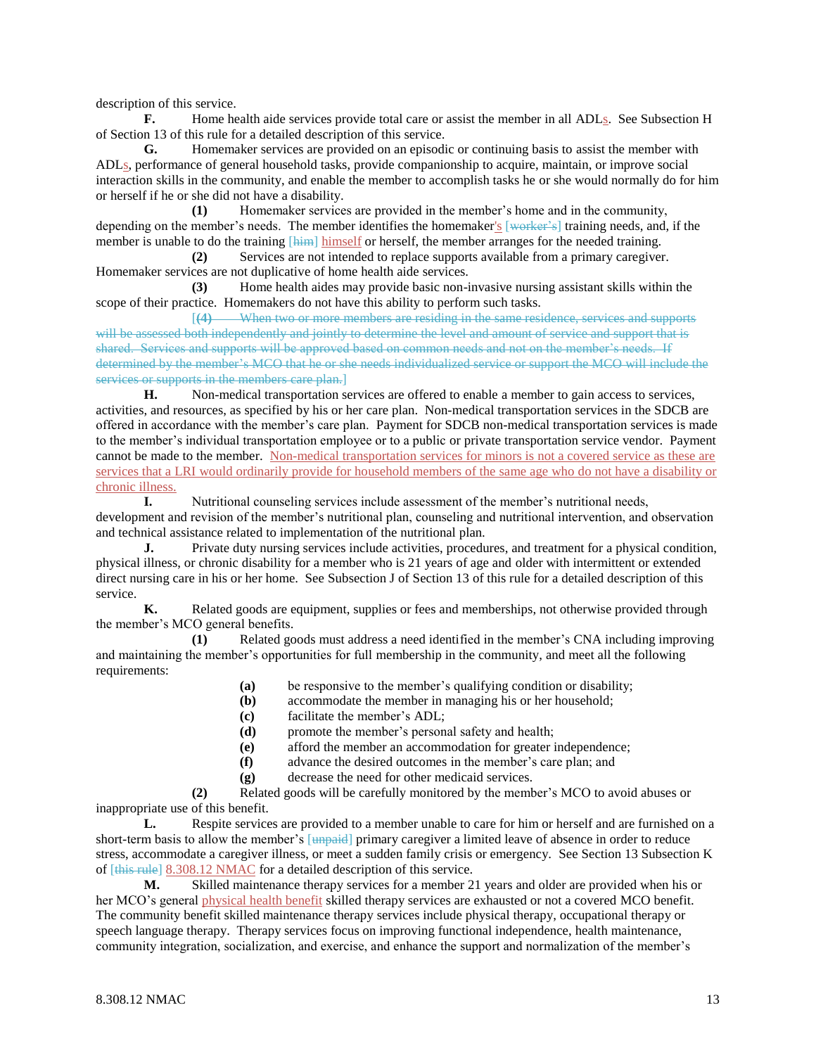description of this service.

**F.** Home health aide services provide total care or assist the member in all ADLs. See Subsection H of Section 13 of this rule for a detailed description of this service.

**G.** Homemaker services are provided on an episodic or continuing basis to assist the member with ADLs, performance of general household tasks, provide companionship to acquire, maintain, or improve social interaction skills in the community, and enable the member to accomplish tasks he or she would normally do for him or herself if he or she did not have a disability.

**(1)** Homemaker services are provided in the member's home and in the community, depending on the member's needs. The member identifies the homemaker's [worker's] training needs, and, if the member is unable to do the training [him] himself or herself, the member arranges for the needed training.

**(2)** Services are not intended to replace supports available from a primary caregiver. Homemaker services are not duplicative of home health aide services.

**(3)** Home health aides may provide basic non-invasive nursing assistant skills within the scope of their practice. Homemakers do not have this ability to perform such tasks.

[**(4)** When two or more members are residing in the same residence, services and supports will be assessed both independently and jointly to determine the level and amount of service and support that is shared. Services and supports will be approved based on common needs and not on the member's needs. If determined by the member's MCO that he or she needs individualized service or support the MCO will include the services or supports in the members care plan.]

**H.** Non-medical transportation services are offered to enable a member to gain access to services, activities, and resources, as specified by his or her care plan. Non-medical transportation services in the SDCB are offered in accordance with the member's care plan. Payment for SDCB non-medical transportation services is made to the member's individual transportation employee or to a public or private transportation service vendor. Payment cannot be made to the member. Non-medical transportation services for minors is not a covered service as these are services that a LRI would ordinarily provide for household members of the same age who do not have a disability or chronic illness.

**I.** Nutritional counseling services include assessment of the member's nutritional needs, development and revision of the member's nutritional plan, counseling and nutritional intervention, and observation and technical assistance related to implementation of the nutritional plan.

**J.** Private duty nursing services include activities, procedures, and treatment for a physical condition, physical illness, or chronic disability for a member who is 21 years of age and older with intermittent or extended direct nursing care in his or her home. See Subsection J of Section 13 of this rule for a detailed description of this service.

**K.** Related goods are equipment, supplies or fees and memberships, not otherwise provided through the member's MCO general benefits.

**(1)** Related goods must address a need identified in the member's CNA including improving and maintaining the member's opportunities for full membership in the community, and meet all the following requirements:

**(a)** be responsive to the member's qualifying condition or disability;
**(b)** accommodate the member in managing his or her household;
**(c)** facilitate the member's ADL;
**(d)** promote the member's personal safety and health;
**(e)** afford the member an accommodation for greater independence;
**(f)** advance the desired outcomes in the member's care plan; and
**(g)** decrease the need for other medicaid services.

**(2)** Related goods will be carefully monitored by the member's MCO to avoid abuses or inappropriate use of this benefit.

**L.** Respite services are provided to a member unable to care for him or herself and are furnished on a short-term basis to allow the member's [unpaid] primary caregiver a limited leave of absence in order to reduce stress, accommodate a caregiver illness, or meet a sudden family crisis or emergency. See Section 13 Subsection K of [this rule] 8.308.12 NMAC for a detailed description of this service.

**M.** Skilled maintenance therapy services for a member 21 years and older are provided when his or her MCO's general physical health benefit skilled therapy services are exhausted or not a covered MCO benefit. The community benefit skilled maintenance therapy services include physical therapy, occupational therapy or speech language therapy. Therapy services focus on improving functional independence, health maintenance, community integration, socialization, and exercise, and enhance the support and normalization of the member's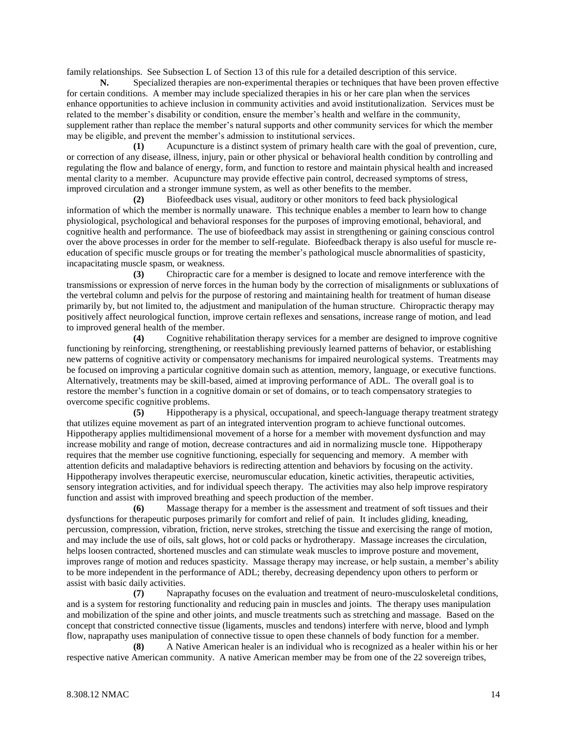family relationships. See Subsection L of Section 13 of this rule for a detailed description of this service.

**N.** Specialized therapies are non-experimental therapies or techniques that have been proven effective for certain conditions. A member may include specialized therapies in his or her care plan when the services enhance opportunities to achieve inclusion in community activities and avoid institutionalization. Services must be related to the member's disability or condition, ensure the member's health and welfare in the community, supplement rather than replace the member's natural supports and other community services for which the member may be eligible, and prevent the member's admission to institutional services.

**(1)** Acupuncture is a distinct system of primary health care with the goal of prevention, cure, or correction of any disease, illness, injury, pain or other physical or behavioral health condition by controlling and regulating the flow and balance of energy, form, and function to restore and maintain physical health and increased mental clarity to a member. Acupuncture may provide effective pain control, decreased symptoms of stress, improved circulation and a stronger immune system, as well as other benefits to the member.

**(2)** Biofeedback uses visual, auditory or other monitors to feed back physiological information of which the member is normally unaware. This technique enables a member to learn how to change physiological, psychological and behavioral responses for the purposes of improving emotional, behavioral, and cognitive health and performance. The use of biofeedback may assist in strengthening or gaining conscious control over the above processes in order for the member to self-regulate. Biofeedback therapy is also useful for muscle re-education of specific muscle groups or for treating the member's pathological muscle abnormalities of spasticity, incapacitating muscle spasm, or weakness.

**(3)** Chiropractic care for a member is designed to locate and remove interference with the transmissions or expression of nerve forces in the human body by the correction of misalignments or subluxations of the vertebral column and pelvis for the purpose of restoring and maintaining health for treatment of human disease primarily by, but not limited to, the adjustment and manipulation of the human structure. Chiropractic therapy may positively affect neurological function, improve certain reflexes and sensations, increase range of motion, and lead to improved general health of the member.

**(4)** Cognitive rehabilitation therapy services for a member are designed to improve cognitive functioning by reinforcing, strengthening, or reestablishing previously learned patterns of behavior, or establishing new patterns of cognitive activity or compensatory mechanisms for impaired neurological systems. Treatments may be focused on improving a particular cognitive domain such as attention, memory, language, or executive functions. Alternatively, treatments may be skill-based, aimed at improving performance of ADL. The overall goal is to restore the member's function in a cognitive domain or set of domains, or to teach compensatory strategies to overcome specific cognitive problems.

**(5)** Hippotherapy is a physical, occupational, and speech-language therapy treatment strategy that utilizes equine movement as part of an integrated intervention program to achieve functional outcomes. Hippotherapy applies multidimensional movement of a horse for a member with movement dysfunction and may increase mobility and range of motion, decrease contractures and aid in normalizing muscle tone. Hippotherapy requires that the member use cognitive functioning, especially for sequencing and memory. A member with attention deficits and maladaptive behaviors is redirecting attention and behaviors by focusing on the activity. Hippotherapy involves therapeutic exercise, neuromuscular education, kinetic activities, therapeutic activities, sensory integration activities, and for individual speech therapy. The activities may also help improve respiratory function and assist with improved breathing and speech production of the member.

**(6)** Massage therapy for a member is the assessment and treatment of soft tissues and their dysfunctions for therapeutic purposes primarily for comfort and relief of pain. It includes gliding, kneading, percussion, compression, vibration, friction, nerve strokes, stretching the tissue and exercising the range of motion, and may include the use of oils, salt glows, hot or cold packs or hydrotherapy. Massage increases the circulation, helps loosen contracted, shortened muscles and can stimulate weak muscles to improve posture and movement, improves range of motion and reduces spasticity. Massage therapy may increase, or help sustain, a member's ability to be more independent in the performance of ADL; thereby, decreasing dependency upon others to perform or assist with basic daily activities.

**(7)** Naprapathy focuses on the evaluation and treatment of neuro-musculoskeletal conditions, and is a system for restoring functionality and reducing pain in muscles and joints. The therapy uses manipulation and mobilization of the spine and other joints, and muscle treatments such as stretching and massage. Based on the concept that constricted connective tissue (ligaments, muscles and tendons) interfere with nerve, blood and lymph flow, naprapathy uses manipulation of connective tissue to open these channels of body function for a member.

**(8)** A Native American healer is an individual who is recognized as a healer within his or her respective native American community. A native American member may be from one of the 22 sovereign tribes,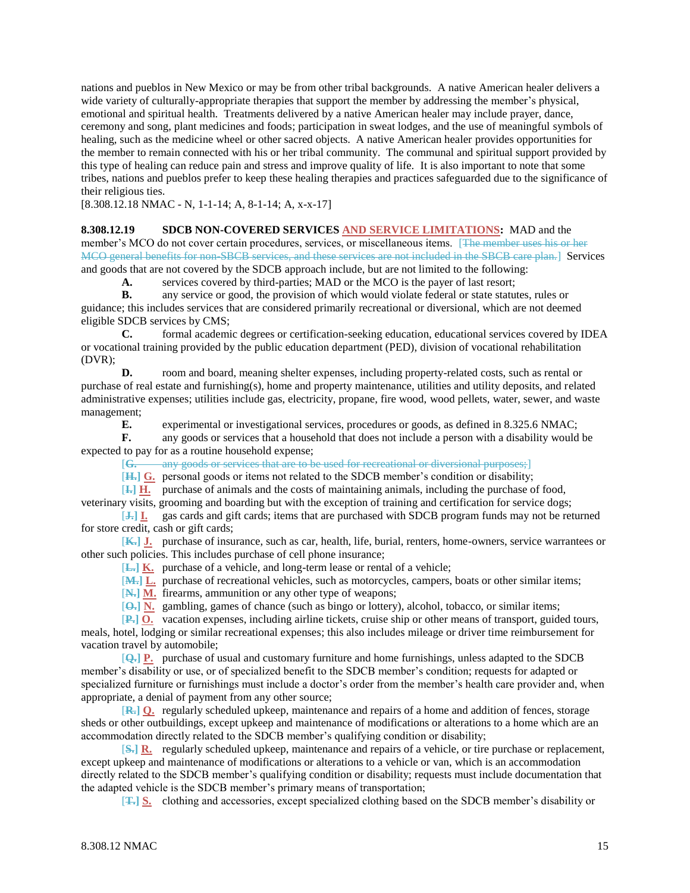nations and pueblos in New Mexico or may be from other tribal backgrounds. A native American healer delivers a wide variety of culturally-appropriate therapies that support the member by addressing the member's physical, emotional and spiritual health. Treatments delivered by a native American healer may include prayer, dance, ceremony and song, plant medicines and foods; participation in sweat lodges, and the use of meaningful symbols of healing, such as the medicine wheel or other sacred objects. A native American healer provides opportunities for the member to remain connected with his or her tribal community. The communal and spiritual support provided by this type of healing can reduce pain and stress and improve quality of life. It is also important to note that some tribes, nations and pueblos prefer to keep these healing therapies and practices safeguarded due to the significance of their religious ties.

[8.308.12.18 NMAC - N, 1-1-14; A, 8-1-14; A, x-x-17]

**8.308.12.19 SDCB NON-COVERED SERVICES AND SERVICE LIMITATIONS:** MAD and the member's MCO do not cover certain procedures, services, or miscellaneous items. [~~The member uses his or her MCO general benefits for non-SBCB services, and these services are not included in the SBCB care plan.~~] Services and goods that are not covered by the SDCB approach include, but are not limited to the following:

**A.** services covered by third-parties; MAD or the MCO is the payer of last resort;

**B.** any service or good, the provision of which would violate federal or state statutes, rules or guidance; this includes services that are considered primarily recreational or diversional, which are not deemed eligible SDCB services by CMS;

**C.** formal academic degrees or certification-seeking education, educational services covered by IDEA or vocational training provided by the public education department (PED), division of vocational rehabilitation (DVR);

**D.** room and board, meaning shelter expenses, including property-related costs, such as rental or purchase of real estate and furnishing(s), home and property maintenance, utilities and utility deposits, and related administrative expenses; utilities include gas, electricity, propane, fire wood, wood pellets, water, sewer, and waste management;

**E.** experimental or investigational services, procedures or goods, as defined in 8.325.6 NMAC;

**F.** any goods or services that a household that does not include a person with a disability would be expected to pay for as a routine household expense;

[~~**G.** any goods or services that are to be used for recreational or diversional purposes;~~]

[~~**H.**~~] **G.** personal goods or items not related to the SDCB member's condition or disability;

[~~**I.**~~] **H.** purchase of animals and the costs of maintaining animals, including the purchase of food, veterinary visits, grooming and boarding but with the exception of training and certification for service dogs;

[~~**J.**~~] **I.** gas cards and gift cards; items that are purchased with SDCB program funds may not be returned for store credit, cash or gift cards;

[~~**K.**~~] **J.** purchase of insurance, such as car, health, life, burial, renters, home-owners, service warrantees or other such policies. This includes purchase of cell phone insurance;

[~~**L.**~~] **K.** purchase of a vehicle, and long-term lease or rental of a vehicle;

[~~**M.**~~] **L.** purchase of recreational vehicles, such as motorcycles, campers, boats or other similar items;

[~~**N.**~~] **M.** firearms, ammunition or any other type of weapons;

[~~**O.**~~] **N.** gambling, games of chance (such as bingo or lottery), alcohol, tobacco, or similar items;

[~~**P.**~~] **O.** vacation expenses, including airline tickets, cruise ship or other means of transport, guided tours, meals, hotel, lodging or similar recreational expenses; this also includes mileage or driver time reimbursement for vacation travel by automobile;

[~~**Q.**~~] **P.** purchase of usual and customary furniture and home furnishings, unless adapted to the SDCB member's disability or use, or of specialized benefit to the SDCB member's condition; requests for adapted or specialized furniture or furnishings must include a doctor's order from the member's health care provider and, when appropriate, a denial of payment from any other source;

[~~**R.**~~] **Q.** regularly scheduled upkeep, maintenance and repairs of a home and addition of fences, storage sheds or other outbuildings, except upkeep and maintenance of modifications or alterations to a home which are an accommodation directly related to the SDCB member's qualifying condition or disability;

[~~**S.**~~] **R.** regularly scheduled upkeep, maintenance and repairs of a vehicle, or tire purchase or replacement, except upkeep and maintenance of modifications or alterations to a vehicle or van, which is an accommodation directly related to the SDCB member's qualifying condition or disability; requests must include documentation that the adapted vehicle is the SDCB member's primary means of transportation;

[~~**T.**~~] **S.** clothing and accessories, except specialized clothing based on the SDCB member's disability or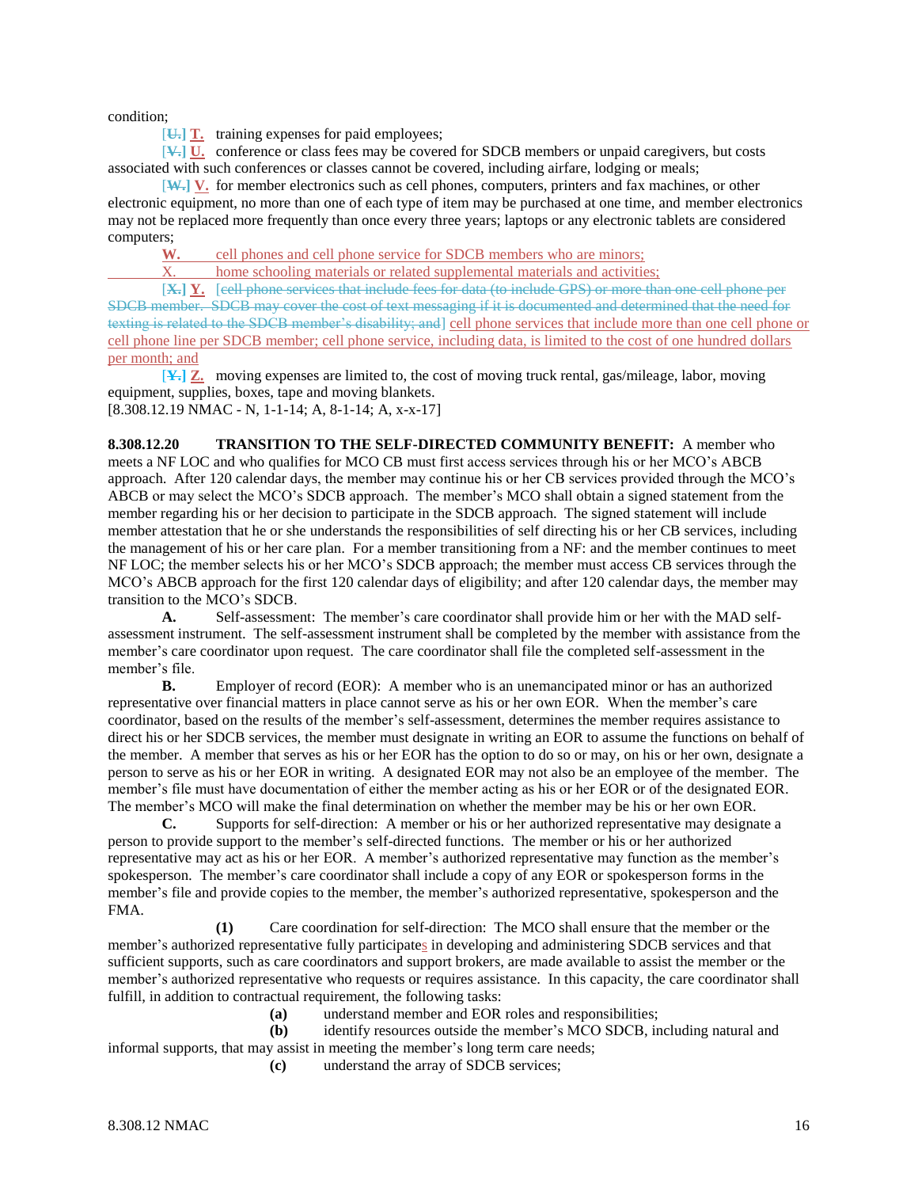condition;

[U.] **T.** training expenses for paid employees;

[V.] **U.** conference or class fees may be covered for SDCB members or unpaid caregivers, but costs associated with such conferences or classes cannot be covered, including airfare, lodging or meals;

[W.] **V.** for member electronics such as cell phones, computers, printers and fax machines, or other electronic equipment, no more than one of each type of item may be purchased at one time, and member electronics may not be replaced more frequently than once every three years; laptops or any electronic tablets are considered computers;

**W.** cell phones and cell phone service for SDCB members who are minors;

X. home schooling materials or related supplemental materials and activities;

[X.] **Y.** [cell phone services that include fees for data (to include GPS) or more than one cell phone per SDCB member. SDCB may cover the cost of text messaging if it is documented and determined that the need for texting is related to the SDCB member's disability; and] cell phone services that include more than one cell phone or cell phone line per SDCB member; cell phone service, including data, is limited to the cost of one hundred dollars per month; and

[Y.] **Z.** moving expenses are limited to, the cost of moving truck rental, gas/mileage, labor, moving equipment, supplies, boxes, tape and moving blankets.

[8.308.12.19 NMAC - N, 1-1-14; A, 8-1-14; A, x-x-17]

**8.308.12.20 TRANSITION TO THE SELF-DIRECTED COMMUNITY BENEFIT:** A member who meets a NF LOC and who qualifies for MCO CB must first access services through his or her MCO's ABCB approach. After 120 calendar days, the member may continue his or her CB services provided through the MCO's ABCB or may select the MCO's SDCB approach. The member's MCO shall obtain a signed statement from the member regarding his or her decision to participate in the SDCB approach. The signed statement will include member attestation that he or she understands the responsibilities of self directing his or her CB services, including the management of his or her care plan. For a member transitioning from a NF: and the member continues to meet NF LOC; the member selects his or her MCO's SDCB approach; the member must access CB services through the MCO's ABCB approach for the first 120 calendar days of eligibility; and after 120 calendar days, the member may transition to the MCO's SDCB.

**A.** Self-assessment: The member's care coordinator shall provide him or her with the MAD self-assessment instrument. The self-assessment instrument shall be completed by the member with assistance from the member's care coordinator upon request. The care coordinator shall file the completed self-assessment in the member's file.

**B.** Employer of record (EOR): A member who is an unemancipated minor or has an authorized representative over financial matters in place cannot serve as his or her own EOR. When the member's care coordinator, based on the results of the member's self-assessment, determines the member requires assistance to direct his or her SDCB services, the member must designate in writing an EOR to assume the functions on behalf of the member. A member that serves as his or her EOR has the option to do so or may, on his or her own, designate a person to serve as his or her EOR in writing. A designated EOR may not also be an employee of the member. The member's file must have documentation of either the member acting as his or her EOR or of the designated EOR. The member's MCO will make the final determination on whether the member may be his or her own EOR.

**C.** Supports for self-direction: A member or his or her authorized representative may designate a person to provide support to the member's self-directed functions. The member or his or her authorized representative may act as his or her EOR. A member's authorized representative may function as the member's spokesperson. The member's care coordinator shall include a copy of any EOR or spokesperson forms in the member's file and provide copies to the member, the member's authorized representative, spokesperson and the FMA.

**(1)** Care coordination for self-direction: The MCO shall ensure that the member or the member's authorized representative fully participates in developing and administering SDCB services and that sufficient supports, such as care coordinators and support brokers, are made available to assist the member or the member's authorized representative who requests or requires assistance. In this capacity, the care coordinator shall fulfill, in addition to contractual requirement, the following tasks:

**(a)** understand member and EOR roles and responsibilities;

**(b)** identify resources outside the member's MCO SDCB, including natural and informal supports, that may assist in meeting the member's long term care needs;

**(c)** understand the array of SDCB services;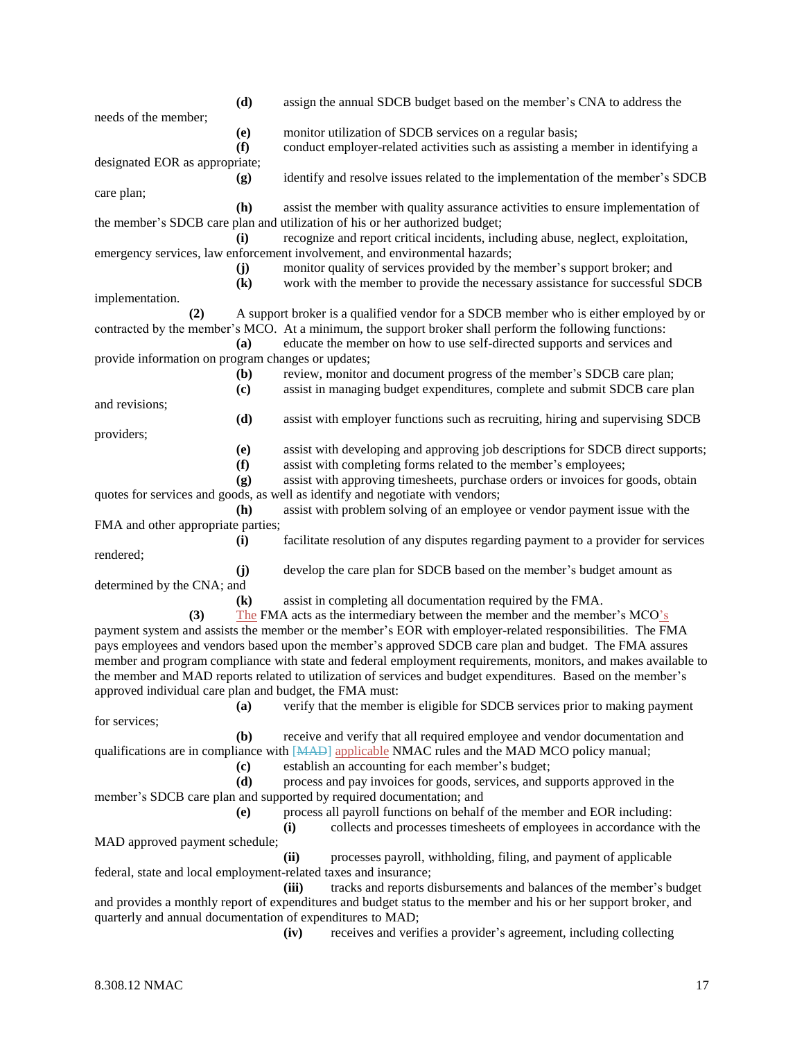**(d)** assign the annual SDCB budget based on the member's CNA to address the needs of the member;

**(e)** monitor utilization of SDCB services on a regular basis;

**(f)** conduct employer-related activities such as assisting a member in identifying a designated EOR as appropriate;

**(g)** identify and resolve issues related to the implementation of the member's SDCB care plan;

**(h)** assist the member with quality assurance activities to ensure implementation of the member's SDCB care plan and utilization of his or her authorized budget;

**(i)** recognize and report critical incidents, including abuse, neglect, exploitation, emergency services, law enforcement involvement, and environmental hazards;

**(j)** monitor quality of services provided by the member's support broker; and

**(k)** work with the member to provide the necessary assistance for successful SDCB implementation.

**(2)** A support broker is a qualified vendor for a SDCB member who is either employed by or contracted by the member's MCO. At a minimum, the support broker shall perform the following functions:

**(a)** educate the member on how to use self-directed supports and services and provide information on program changes or updates;

**(b)** review, monitor and document progress of the member's SDCB care plan;

**(c)** assist in managing budget expenditures, complete and submit SDCB care plan and revisions;

**(d)** assist with employer functions such as recruiting, hiring and supervising SDCB providers;

**(e)** assist with developing and approving job descriptions for SDCB direct supports;

**(f)** assist with completing forms related to the member's employees;

**(g)** assist with approving timesheets, purchase orders or invoices for goods, obtain quotes for services and goods, as well as identify and negotiate with vendors;

**(h)** assist with problem solving of an employee or vendor payment issue with the FMA and other appropriate parties;

**(i)** facilitate resolution of any disputes regarding payment to a provider for services rendered;

**(j)** develop the care plan for SDCB based on the member's budget amount as determined by the CNA; and

**(k)** assist in completing all documentation required by the FMA.

**(3)** The FMA acts as the intermediary between the member and the member's MCO's payment system and assists the member or the member's EOR with employer-related responsibilities. The FMA pays employees and vendors based upon the member's approved SDCB care plan and budget. The FMA assures member and program compliance with state and federal employment requirements, monitors, and makes available to the member and MAD reports related to utilization of services and budget expenditures. Based on the member's approved individual care plan and budget, the FMA must:

**(a)** verify that the member is eligible for SDCB services prior to making payment for services;

**(b)** receive and verify that all required employee and vendor documentation and qualifications are in compliance with ~~[MAD]~~ applicable NMAC rules and the MAD MCO policy manual;

**(c)** establish an accounting for each member's budget;

**(d)** process and pay invoices for goods, services, and supports approved in the member's SDCB care plan and supported by required documentation; and

**(e)** process all payroll functions on behalf of the member and EOR including:

**(i)** collects and processes timesheets of employees in accordance with the MAD approved payment schedule;

**(ii)** processes payroll, withholding, filing, and payment of applicable federal, state and local employment-related taxes and insurance;

**(iii)** tracks and reports disbursements and balances of the member's budget and provides a monthly report of expenditures and budget status to the member and his or her support broker, and quarterly and annual documentation of expenditures to MAD;

**(iv)** receives and verifies a provider's agreement, including collecting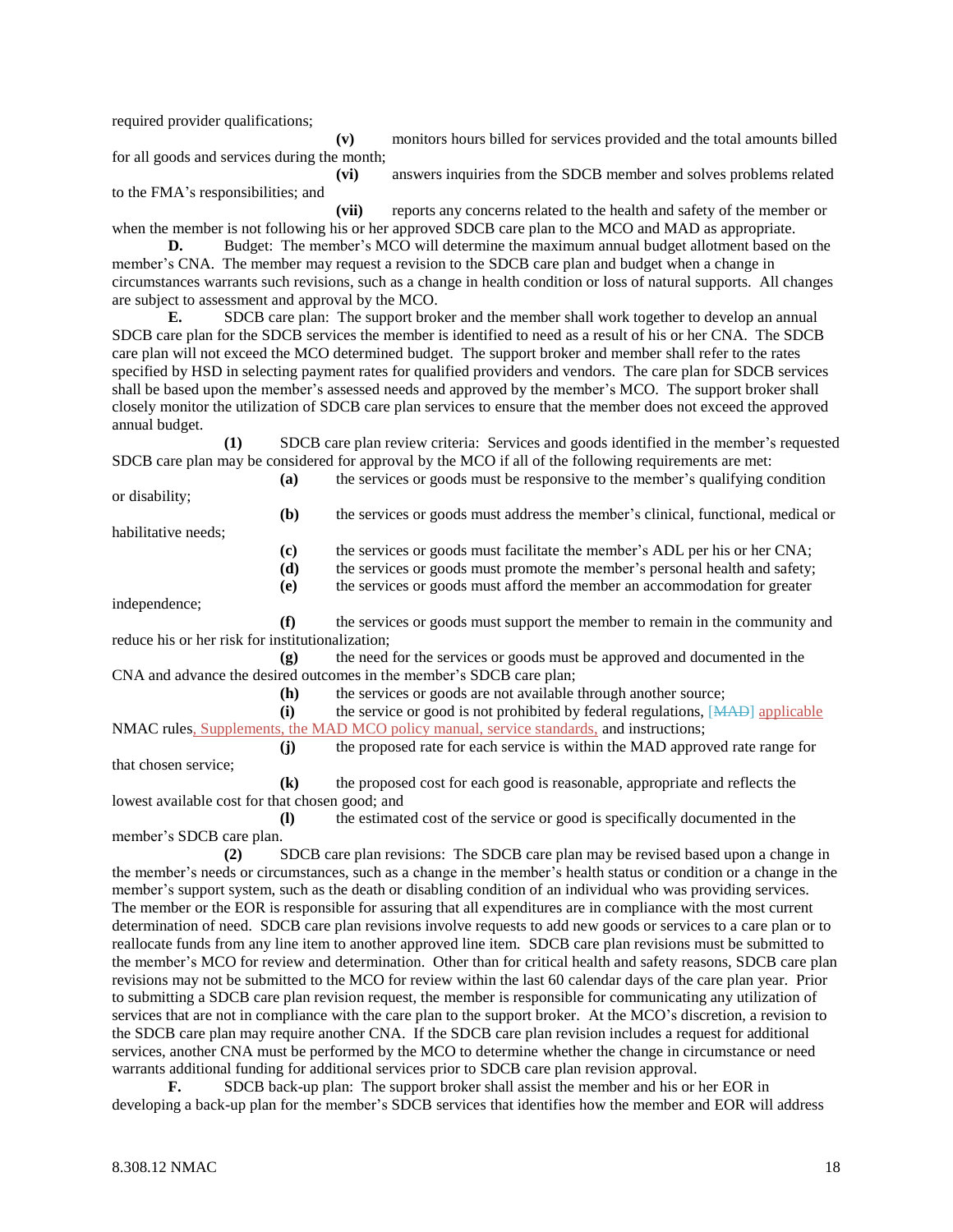required provider qualifications;

**(v)** monitors hours billed for services provided and the total amounts billed for all goods and services during the month;

**(vi)** answers inquiries from the SDCB member and solves problems related to the FMA's responsibilities; and

**(vii)** reports any concerns related to the health and safety of the member or when the member is not following his or her approved SDCB care plan to the MCO and MAD as appropriate.

**D.** Budget: The member's MCO will determine the maximum annual budget allotment based on the member's CNA. The member may request a revision to the SDCB care plan and budget when a change in circumstances warrants such revisions, such as a change in health condition or loss of natural supports. All changes are subject to assessment and approval by the MCO.

**E.** SDCB care plan: The support broker and the member shall work together to develop an annual SDCB care plan for the SDCB services the member is identified to need as a result of his or her CNA. The SDCB care plan will not exceed the MCO determined budget. The support broker and member shall refer to the rates specified by HSD in selecting payment rates for qualified providers and vendors. The care plan for SDCB services shall be based upon the member's assessed needs and approved by the member's MCO. The support broker shall closely monitor the utilization of SDCB care plan services to ensure that the member does not exceed the approved annual budget.

**(1)** SDCB care plan review criteria: Services and goods identified in the member's requested SDCB care plan may be considered for approval by the MCO if all of the following requirements are met:

**(a)** the services or goods must be responsive to the member's qualifying condition or disability;

**(b)** the services or goods must address the member's clinical, functional, medical or habilitative needs;

**(c)** the services or goods must facilitate the member's ADL per his or her CNA;

**(d)** the services or goods must promote the member's personal health and safety;

**(e)** the services or goods must afford the member an accommodation for greater independence;

**(f)** the services or goods must support the member to remain in the community and reduce his or her risk for institutionalization;

**(g)** the need for the services or goods must be approved and documented in the CNA and advance the desired outcomes in the member's SDCB care plan;

**(h)** the services or goods are not available through another source;

**(i)** the service or good is not prohibited by federal regulations, [~~MAD~~] applicable NMAC rules, Supplements, the MAD MCO policy manual, service standards, and instructions;

**(j)** the proposed rate for each service is within the MAD approved rate range for that chosen service;

**(k)** the proposed cost for each good is reasonable, appropriate and reflects the lowest available cost for that chosen good; and

**(l)** the estimated cost of the service or good is specifically documented in the member's SDCB care plan.

**(2)** SDCB care plan revisions: The SDCB care plan may be revised based upon a change in the member's needs or circumstances, such as a change in the member's health status or condition or a change in the member's support system, such as the death or disabling condition of an individual who was providing services. The member or the EOR is responsible for assuring that all expenditures are in compliance with the most current determination of need. SDCB care plan revisions involve requests to add new goods or services to a care plan or to reallocate funds from any line item to another approved line item. SDCB care plan revisions must be submitted to the member's MCO for review and determination. Other than for critical health and safety reasons, SDCB care plan revisions may not be submitted to the MCO for review within the last 60 calendar days of the care plan year. Prior to submitting a SDCB care plan revision request, the member is responsible for communicating any utilization of services that are not in compliance with the care plan to the support broker. At the MCO's discretion, a revision to the SDCB care plan may require another CNA. If the SDCB care plan revision includes a request for additional services, another CNA must be performed by the MCO to determine whether the change in circumstance or need warrants additional funding for additional services prior to SDCB care plan revision approval.

**F.** SDCB back-up plan: The support broker shall assist the member and his or her EOR in developing a back-up plan for the member's SDCB services that identifies how the member and EOR will address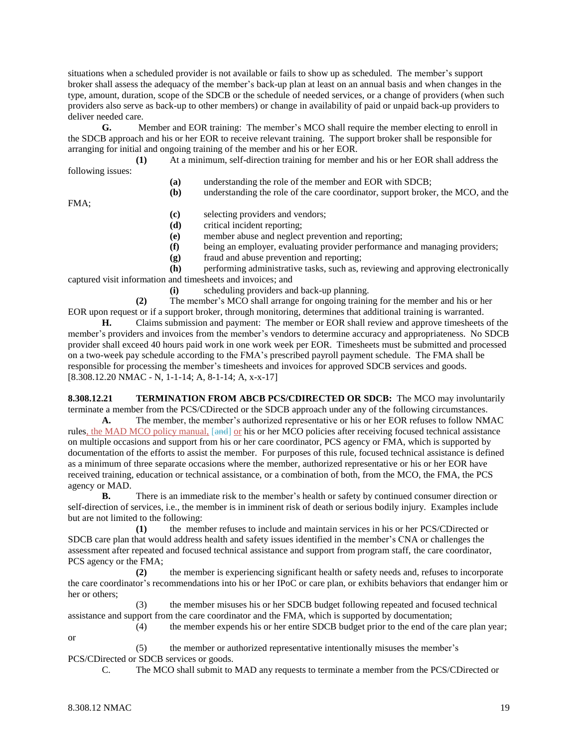situations when a scheduled provider is not available or fails to show up as scheduled. The member's support broker shall assess the adequacy of the member's back-up plan at least on an annual basis and when changes in the type, amount, duration, scope of the SDCB or the schedule of needed services, or a change of providers (when such providers also serve as back-up to other members) or change in availability of paid or unpaid back-up providers to deliver needed care.

**G.** Member and EOR training: The member's MCO shall require the member electing to enroll in the SDCB approach and his or her EOR to receive relevant training. The support broker shall be responsible for arranging for initial and ongoing training of the member and his or her EOR.

**(1)** At a minimum, self-direction training for member and his or her EOR shall address the following issues:

**(a)** understanding the role of the member and EOR with SDCB;

**(b)** understanding the role of the care coordinator, support broker, the MCO, and the FMA;

**(c)** selecting providers and vendors;

**(d)** critical incident reporting;

**(e)** member abuse and neglect prevention and reporting;

**(f)** being an employer, evaluating provider performance and managing providers;

**(g)** fraud and abuse prevention and reporting;

**(h)** performing administrative tasks, such as, reviewing and approving electronically captured visit information and timesheets and invoices; and

**(i)** scheduling providers and back-up planning.

**(2)** The member's MCO shall arrange for ongoing training for the member and his or her EOR upon request or if a support broker, through monitoring, determines that additional training is warranted.

**H.** Claims submission and payment: The member or EOR shall review and approve timesheets of the member's providers and invoices from the member's vendors to determine accuracy and appropriateness. No SDCB provider shall exceed 40 hours paid work in one work week per EOR. Timesheets must be submitted and processed on a two-week pay schedule according to the FMA's prescribed payroll payment schedule. The FMA shall be responsible for processing the member's timesheets and invoices for approved SDCB services and goods.
[8.308.12.20 NMAC - N, 1-1-14; A, 8-1-14; A, x-x-17]

**8.308.12.21 TERMINATION FROM ABCB PCS/CDIRECTED OR SDCB:** The MCO may involuntarily terminate a member from the PCS/CDirected or the SDCB approach under any of the following circumstances.

**A.** The member, the member's authorized representative or his or her EOR refuses to follow NMAC rules, the MAD MCO policy manual, [and] or his or her MCO policies after receiving focused technical assistance on multiple occasions and support from his or her care coordinator, PCS agency or FMA, which is supported by documentation of the efforts to assist the member. For purposes of this rule, focused technical assistance is defined as a minimum of three separate occasions where the member, authorized representative or his or her EOR have received training, education or technical assistance, or a combination of both, from the MCO, the FMA, the PCS agency or MAD.

**B.** There is an immediate risk to the member's health or safety by continued consumer direction or self-direction of services, i.e., the member is in imminent risk of death or serious bodily injury. Examples include but are not limited to the following:

**(1)** the member refuses to include and maintain services in his or her PCS/CDirected or SDCB care plan that would address health and safety issues identified in the member's CNA or challenges the assessment after repeated and focused technical assistance and support from program staff, the care coordinator, PCS agency or the FMA;

**(2)** the member is experiencing significant health or safety needs and, refuses to incorporate the care coordinator's recommendations into his or her IPoC or care plan, or exhibits behaviors that endanger him or her or others;

(3) the member misuses his or her SDCB budget following repeated and focused technical assistance and support from the care coordinator and the FMA, which is supported by documentation;

(4) the member expends his or her entire SDCB budget prior to the end of the care plan year; or

(5) the member or authorized representative intentionally misuses the member's PCS/CDirected or SDCB services or goods.

C. The MCO shall submit to MAD any requests to terminate a member from the PCS/CDirected or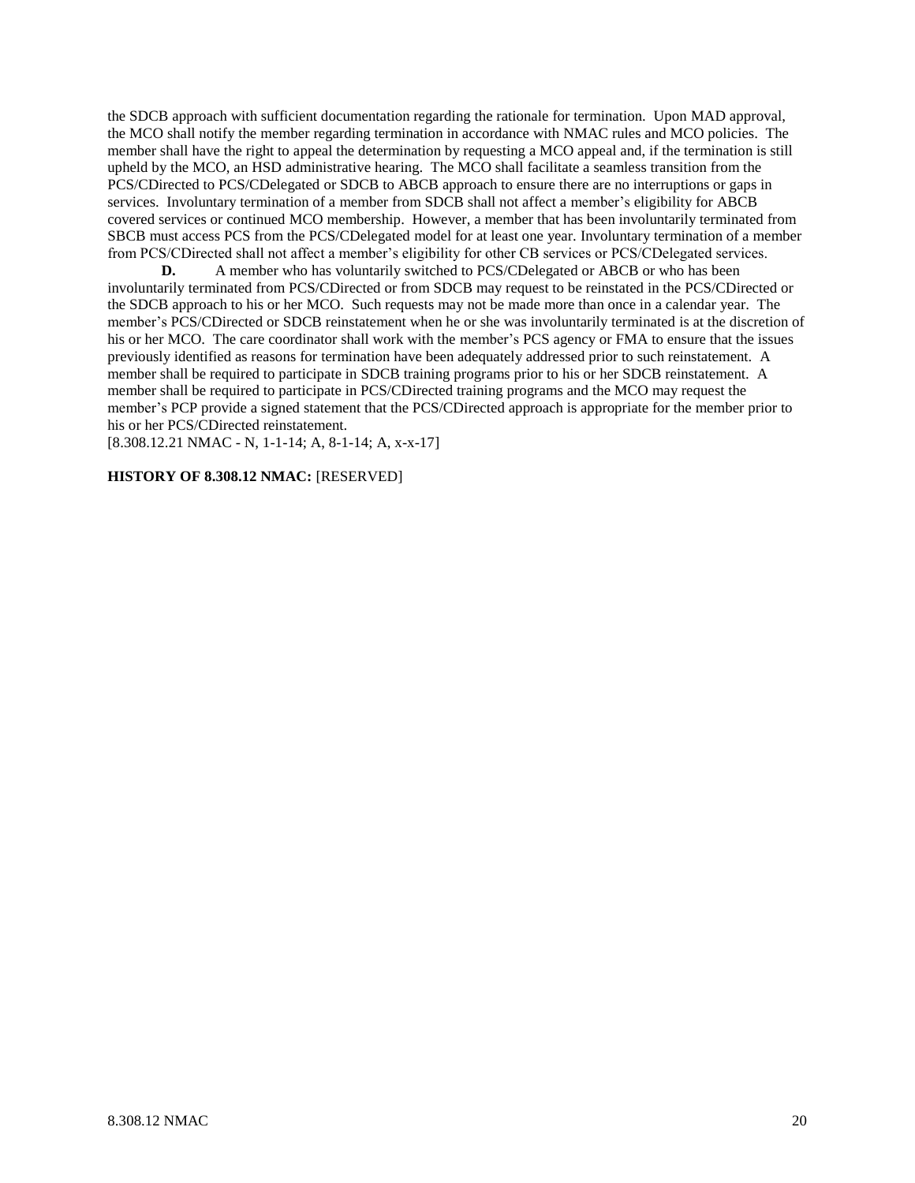the SDCB approach with sufficient documentation regarding the rationale for termination. Upon MAD approval, the MCO shall notify the member regarding termination in accordance with NMAC rules and MCO policies. The member shall have the right to appeal the determination by requesting a MCO appeal and, if the termination is still upheld by the MCO, an HSD administrative hearing. The MCO shall facilitate a seamless transition from the PCS/CDirected to PCS/CDelegated or SDCB to ABCB approach to ensure there are no interruptions or gaps in services. Involuntary termination of a member from SDCB shall not affect a member's eligibility for ABCB covered services or continued MCO membership. However, a member that has been involuntarily terminated from SBCB must access PCS from the PCS/CDelegated model for at least one year. Involuntary termination of a member from PCS/CDirected shall not affect a member's eligibility for other CB services or PCS/CDelegated services.

**D.** A member who has voluntarily switched to PCS/CDelegated or ABCB or who has been involuntarily terminated from PCS/CDirected or from SDCB may request to be reinstated in the PCS/CDirected or the SDCB approach to his or her MCO. Such requests may not be made more than once in a calendar year. The member's PCS/CDirected or SDCB reinstatement when he or she was involuntarily terminated is at the discretion of his or her MCO. The care coordinator shall work with the member's PCS agency or FMA to ensure that the issues previously identified as reasons for termination have been adequately addressed prior to such reinstatement. A member shall be required to participate in SDCB training programs prior to his or her SDCB reinstatement. A member shall be required to participate in PCS/CDirected training programs and the MCO may request the member's PCP provide a signed statement that the PCS/CDirected approach is appropriate for the member prior to his or her PCS/CDirected reinstatement.

[8.308.12.21 NMAC - N, 1-1-14; A, 8-1-14; A, x-x-17]

**HISTORY OF 8.308.12 NMAC:** [RESERVED]